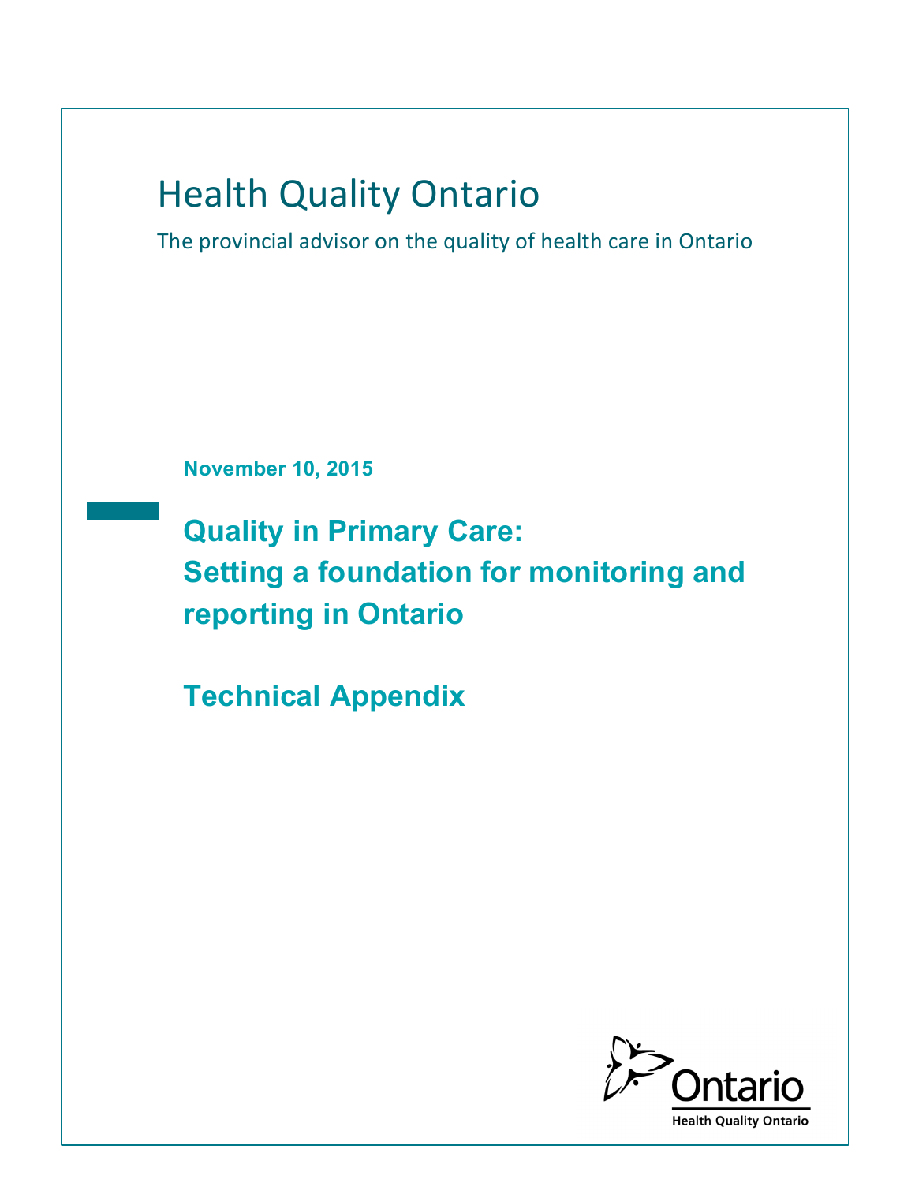# Health Quality Ontario

The provincial advisor on the quality of health care in Ontario

**November 10, 2015**

## Quality in Primary Care: Setting a foundation for monitoring and reporting in Ontario

## Technical Appendix

Ontario

Health Quality Ontario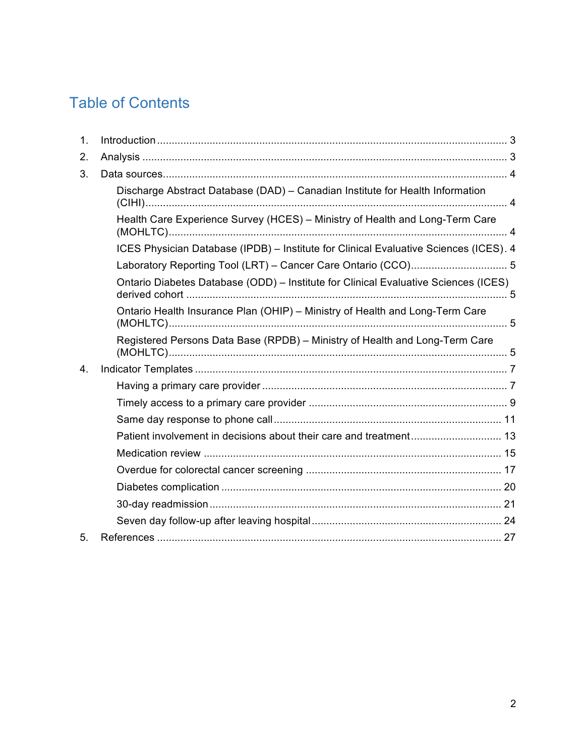# Table of Contents

1. Introduction ..... 3
2. Analysis ..... 3
3. Data sources ..... 4
   - Discharge Abstract Database (DAD) – Canadian Institute for Health Information (CIHI) ..... 4
   - Health Care Experience Survey (HCES) – Ministry of Health and Long-Term Care (MOHLTC) ..... 4
   - ICES Physician Database (IPDB) – Institute for Clinical Evaluative Sciences (ICES) ..... 4
   - Laboratory Reporting Tool (LRT) – Cancer Care Ontario (CCO) ..... 5
   - Ontario Diabetes Database (ODD) – Institute for Clinical Evaluative Sciences (ICES) derived cohort ..... 5
   - Ontario Health Insurance Plan (OHIP) – Ministry of Health and Long-Term Care (MOHLTC) ..... 5
   - Registered Persons Data Base (RPDB) – Ministry of Health and Long-Term Care (MOHLTC) ..... 5
4. Indicator Templates ..... 7
   - Having a primary care provider ..... 7
   - Timely access to a primary care provider ..... 9
   - Same day response to phone call ..... 11
   - Patient involvement in decisions about their care and treatment ..... 13
   - Medication review ..... 15
   - Overdue for colorectal cancer screening ..... 17
   - Diabetes complication ..... 20
   - 30-day readmission ..... 21
   - Seven day follow-up after leaving hospital ..... 24
5. References ..... 27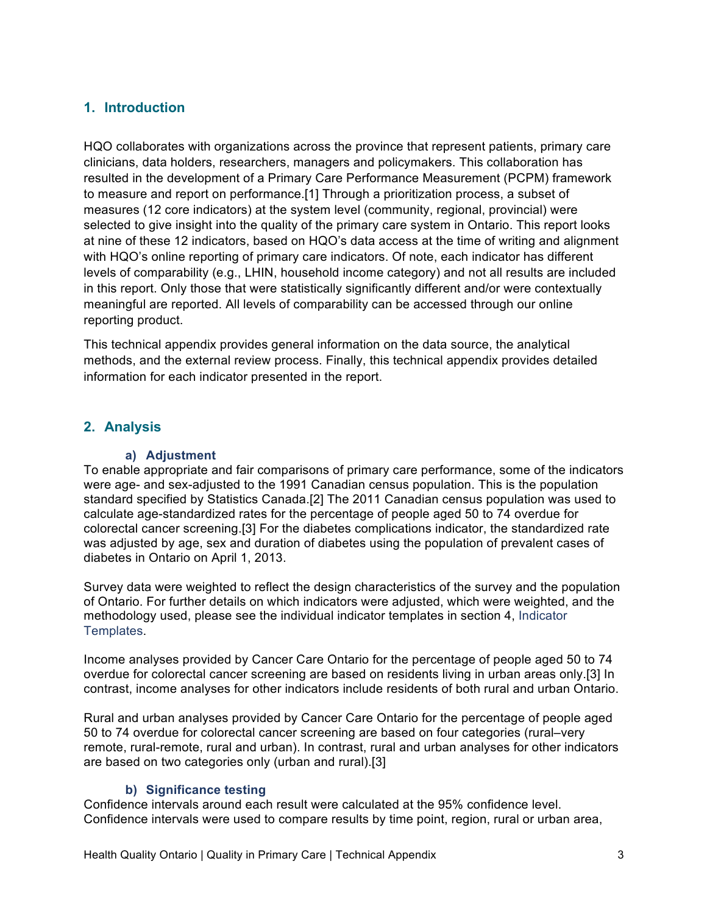## 1. Introduction

HQO collaborates with organizations across the province that represent patients, primary care clinicians, data holders, researchers, managers and policymakers. This collaboration has resulted in the development of a Primary Care Performance Measurement (PCPM) framework to measure and report on performance.[1] Through a prioritization process, a subset of measures (12 core indicators) at the system level (community, regional, provincial) were selected to give insight into the quality of the primary care system in Ontario. This report looks at nine of these 12 indicators, based on HQO's data access at the time of writing and alignment with HQO's online reporting of primary care indicators. Of note, each indicator has different levels of comparability (e.g., LHIN, household income category) and not all results are included in this report. Only those that were statistically significantly different and/or were contextually meaningful are reported. All levels of comparability can be accessed through our online reporting product.

This technical appendix provides general information on the data source, the analytical methods, and the external review process. Finally, this technical appendix provides detailed information for each indicator presented in the report.

## 2. Analysis

### a) Adjustment

To enable appropriate and fair comparisons of primary care performance, some of the indicators were age- and sex-adjusted to the 1991 Canadian census population. This is the population standard specified by Statistics Canada.[2] The 2011 Canadian census population was used to calculate age-standardized rates for the percentage of people aged 50 to 74 overdue for colorectal cancer screening.[3] For the diabetes complications indicator, the standardized rate was adjusted by age, sex and duration of diabetes using the population of prevalent cases of diabetes in Ontario on April 1, 2013.

Survey data were weighted to reflect the design characteristics of the survey and the population of Ontario. For further details on which indicators were adjusted, which were weighted, and the methodology used, please see the individual indicator templates in section 4, Indicator Templates.

Income analyses provided by Cancer Care Ontario for the percentage of people aged 50 to 74 overdue for colorectal cancer screening are based on residents living in urban areas only.[3] In contrast, income analyses for other indicators include residents of both rural and urban Ontario.

Rural and urban analyses provided by Cancer Care Ontario for the percentage of people aged 50 to 74 overdue for colorectal cancer screening are based on four categories (rural–very remote, rural-remote, rural and urban). In contrast, rural and urban analyses for other indicators are based on two categories only (urban and rural).[3]

### b) Significance testing

Confidence intervals around each result were calculated at the 95% confidence level. Confidence intervals were used to compare results by time point, region, rural or urban area,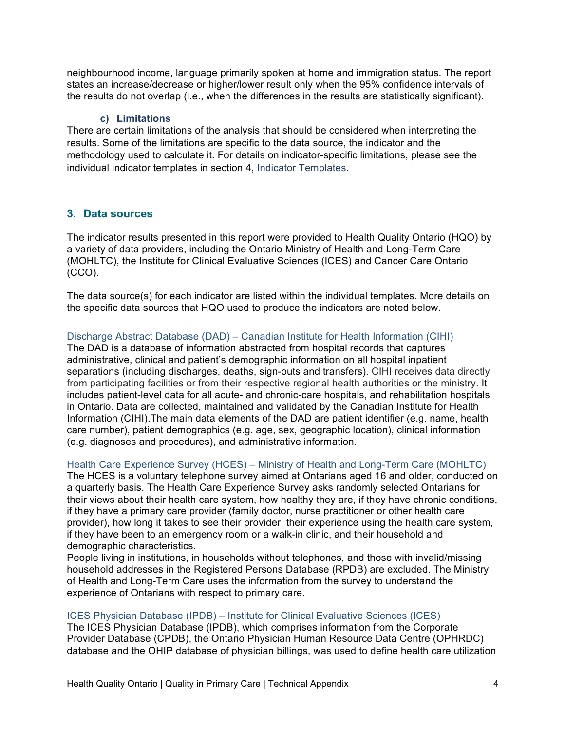neighbourhood income, language primarily spoken at home and immigration status. The report states an increase/decrease or higher/lower result only when the 95% confidence intervals of the results do not overlap (i.e., when the differences in the results are statistically significant).

#### c) Limitations

There are certain limitations of the analysis that should be considered when interpreting the results. Some of the limitations are specific to the data source, the indicator and the methodology used to calculate it. For details on indicator-specific limitations, please see the individual indicator templates in section 4, Indicator Templates.

## 3. Data sources

The indicator results presented in this report were provided to Health Quality Ontario (HQO) by a variety of data providers, including the Ontario Ministry of Health and Long-Term Care (MOHLTC), the Institute for Clinical Evaluative Sciences (ICES) and Cancer Care Ontario (CCO).

The data source(s) for each indicator are listed within the individual templates. More details on the specific data sources that HQO used to produce the indicators are noted below.

### Discharge Abstract Database (DAD) – Canadian Institute for Health Information (CIHI)

The DAD is a database of information abstracted from hospital records that captures administrative, clinical and patient's demographic information on all hospital inpatient separations (including discharges, deaths, sign-outs and transfers). CIHI receives data directly from participating facilities or from their respective regional health authorities or the ministry. It includes patient-level data for all acute- and chronic-care hospitals, and rehabilitation hospitals in Ontario. Data are collected, maintained and validated by the Canadian Institute for Health Information (CIHI).The main data elements of the DAD are patient identifier (e.g. name, health care number), patient demographics (e.g. age, sex, geographic location), clinical information (e.g. diagnoses and procedures), and administrative information.

### Health Care Experience Survey (HCES) – Ministry of Health and Long-Term Care (MOHLTC)

The HCES is a voluntary telephone survey aimed at Ontarians aged 16 and older, conducted on a quarterly basis. The Health Care Experience Survey asks randomly selected Ontarians for their views about their health care system, how healthy they are, if they have chronic conditions, if they have a primary care provider (family doctor, nurse practitioner or other health care provider), how long it takes to see their provider, their experience using the health care system, if they have been to an emergency room or a walk-in clinic, and their household and demographic characteristics.

People living in institutions, in households without telephones, and those with invalid/missing household addresses in the Registered Persons Database (RPDB) are excluded. The Ministry of Health and Long-Term Care uses the information from the survey to understand the experience of Ontarians with respect to primary care.

### ICES Physician Database (IPDB) – Institute for Clinical Evaluative Sciences (ICES)

The ICES Physician Database (IPDB), which comprises information from the Corporate Provider Database (CPDB), the Ontario Physician Human Resource Data Centre (OPHRDC) database and the OHIP database of physician billings, was used to define health care utilization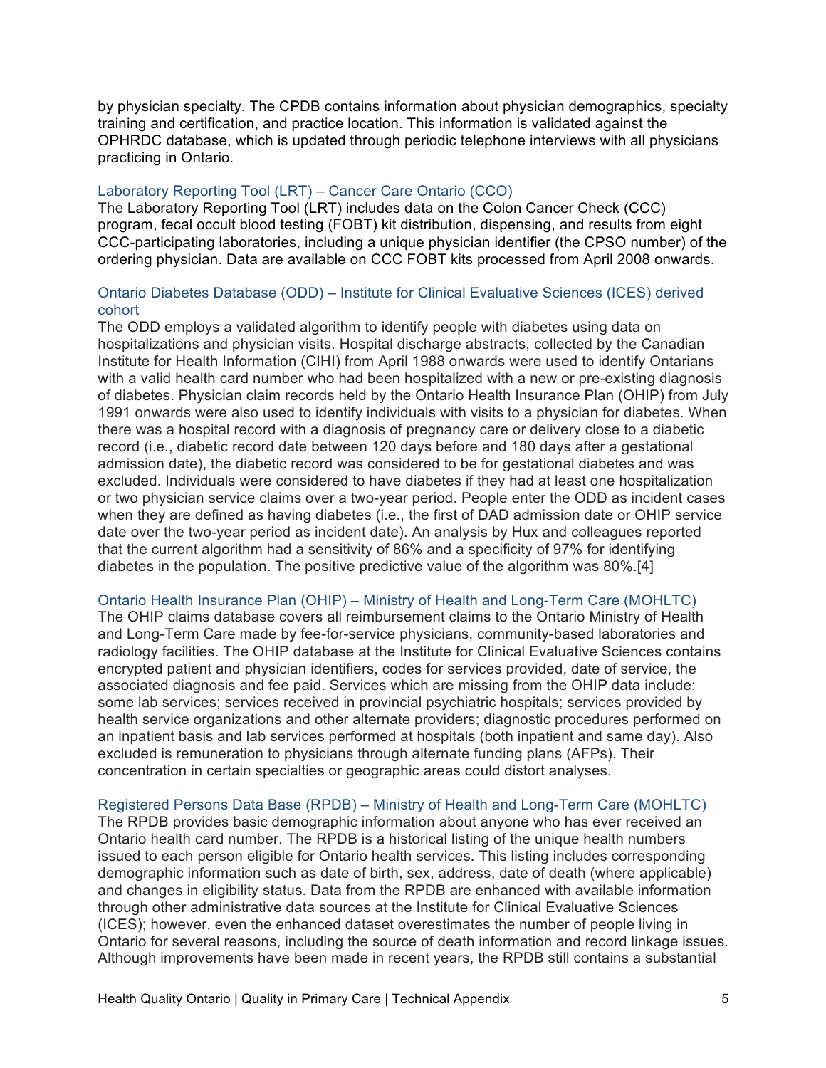by physician specialty. The CPDB contains information about physician demographics, specialty training and certification, and practice location. This information is validated against the OPHRDC database, which is updated through periodic telephone interviews with all physicians practicing in Ontario.

### Laboratory Reporting Tool (LRT) – Cancer Care Ontario (CCO)

The Laboratory Reporting Tool (LRT) includes data on the Colon Cancer Check (CCC) program, fecal occult blood testing (FOBT) kit distribution, dispensing, and results from eight CCC-participating laboratories, including a unique physician identifier (the CPSO number) of the ordering physician. Data are available on CCC FOBT kits processed from April 2008 onwards.

### Ontario Diabetes Database (ODD) – Institute for Clinical Evaluative Sciences (ICES) derived cohort

The ODD employs a validated algorithm to identify people with diabetes using data on hospitalizations and physician visits. Hospital discharge abstracts, collected by the Canadian Institute for Health Information (CIHI) from April 1988 onwards were used to identify Ontarians with a valid health card number who had been hospitalized with a new or pre-existing diagnosis of diabetes. Physician claim records held by the Ontario Health Insurance Plan (OHIP) from July 1991 onwards were also used to identify individuals with visits to a physician for diabetes. When there was a hospital record with a diagnosis of pregnancy care or delivery close to a diabetic record (i.e., diabetic record date between 120 days before and 180 days after a gestational admission date), the diabetic record was considered to be for gestational diabetes and was excluded. Individuals were considered to have diabetes if they had at least one hospitalization or two physician service claims over a two-year period. People enter the ODD as incident cases when they are defined as having diabetes (i.e., the first of DAD admission date or OHIP service date over the two-year period as incident date). An analysis by Hux and colleagues reported that the current algorithm had a sensitivity of 86% and a specificity of 97% for identifying diabetes in the population. The positive predictive value of the algorithm was 80%.[4]

### Ontario Health Insurance Plan (OHIP) – Ministry of Health and Long-Term Care (MOHLTC)

The OHIP claims database covers all reimbursement claims to the Ontario Ministry of Health and Long-Term Care made by fee-for-service physicians, community-based laboratories and radiology facilities. The OHIP database at the Institute for Clinical Evaluative Sciences contains encrypted patient and physician identifiers, codes for services provided, date of service, the associated diagnosis and fee paid. Services which are missing from the OHIP data include: some lab services; services received in provincial psychiatric hospitals; services provided by health service organizations and other alternate providers; diagnostic procedures performed on an inpatient basis and lab services performed at hospitals (both inpatient and same day). Also excluded is remuneration to physicians through alternate funding plans (AFPs). Their concentration in certain specialties or geographic areas could distort analyses.

### Registered Persons Data Base (RPDB) – Ministry of Health and Long-Term Care (MOHLTC)

The RPDB provides basic demographic information about anyone who has ever received an Ontario health card number. The RPDB is a historical listing of the unique health numbers issued to each person eligible for Ontario health services. This listing includes corresponding demographic information such as date of birth, sex, address, date of death (where applicable) and changes in eligibility status. Data from the RPDB are enhanced with available information through other administrative data sources at the Institute for Clinical Evaluative Sciences (ICES); however, even the enhanced dataset overestimates the number of people living in Ontario for several reasons, including the source of death information and record linkage issues. Although improvements have been made in recent years, the RPDB still contains a substantial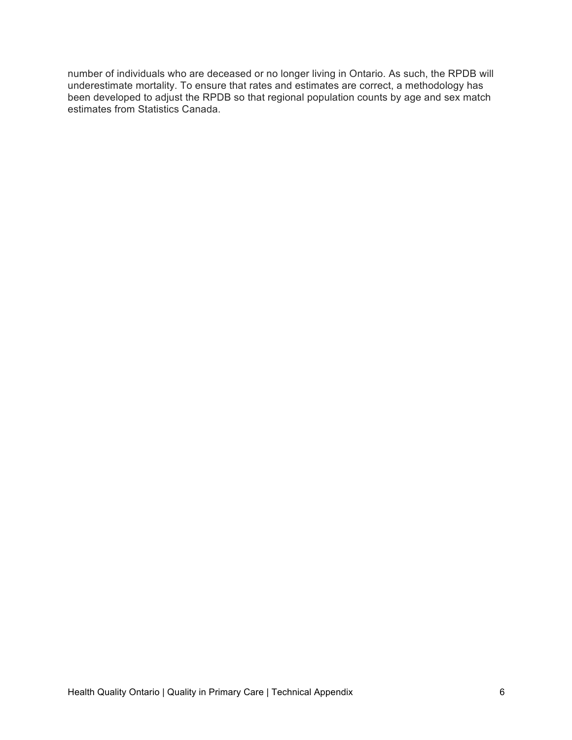number of individuals who are deceased or no longer living in Ontario. As such, the RPDB will underestimate mortality. To ensure that rates and estimates are correct, a methodology has been developed to adjust the RPDB so that regional population counts by age and sex match estimates from Statistics Canada.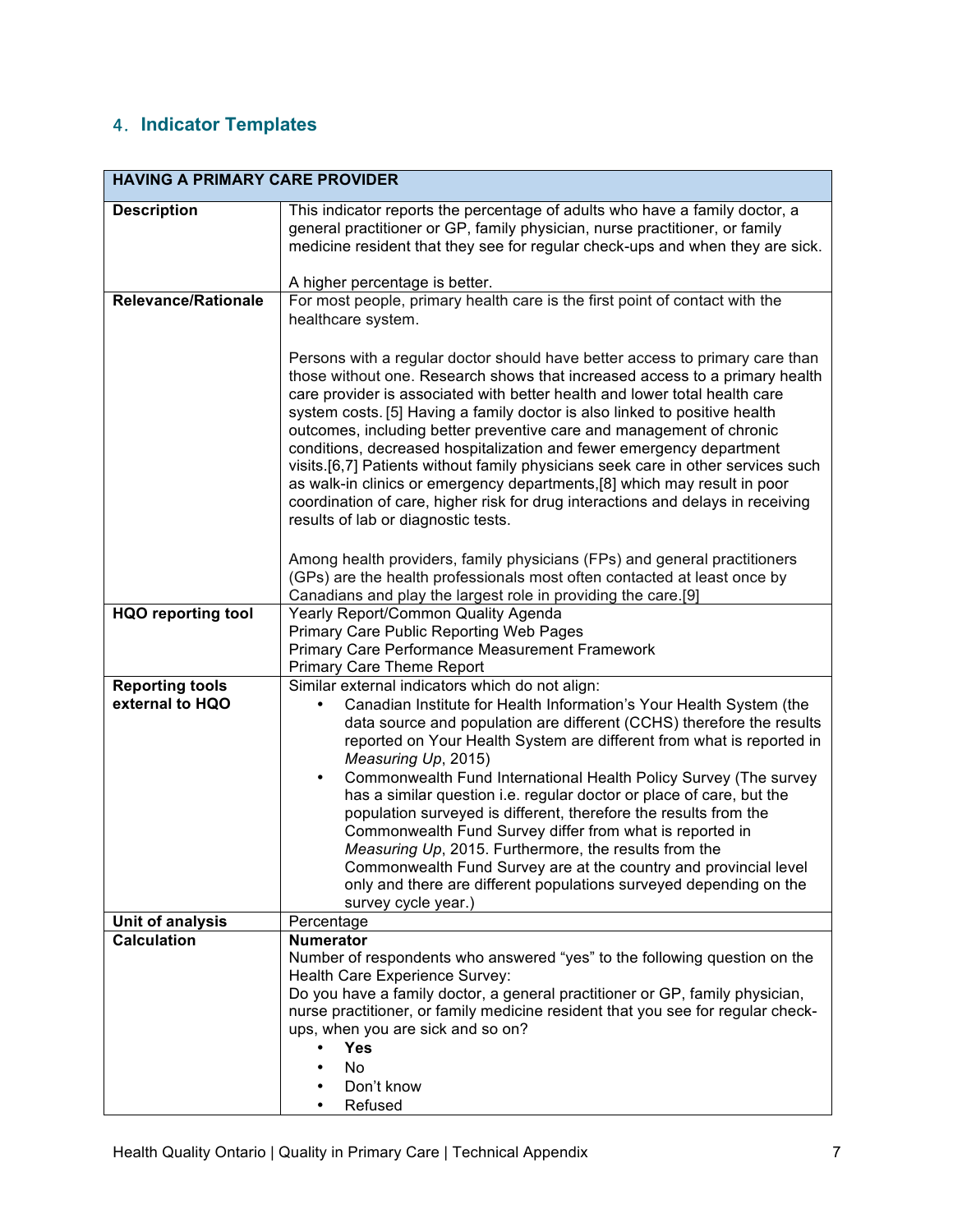## 4. Indicator Templates

| HAVING A PRIMARY CARE PROVIDER | |
|---|---|
| **Description** | This indicator reports the percentage of adults who have a family doctor, a general practitioner or GP, family physician, nurse practitioner, or family medicine resident that they see for regular check-ups and when they are sick.<br><br>A higher percentage is better. |
| **Relevance/Rationale** | For most people, primary health care is the first point of contact with the healthcare system.<br><br>Persons with a regular doctor should have better access to primary care than those without one. Research shows that increased access to a primary health care provider is associated with better health and lower total health care system costs. [5] Having a family doctor is also linked to positive health outcomes, including better preventive care and management of chronic conditions, decreased hospitalization and fewer emergency department visits.[6,7] Patients without family physicians seek care in other services such as walk-in clinics or emergency departments,[8] which may result in poor coordination of care, higher risk for drug interactions and delays in receiving results of lab or diagnostic tests.<br><br>Among health providers, family physicians (FPs) and general practitioners (GPs) are the health professionals most often contacted at least once by Canadians and play the largest role in providing the care.[9] |
| **HQO reporting tool** | Yearly Report/Common Quality Agenda<br>Primary Care Public Reporting Web Pages<br>Primary Care Performance Measurement Framework<br>Primary Care Theme Report |
| **Reporting tools external to HQO** | Similar external indicators which do not align:<br>• Canadian Institute for Health Information's Your Health System (the data source and population are different (CCHS) therefore the results reported on Your Health System are different from what is reported in *Measuring Up*, 2015)<br>• Commonwealth Fund International Health Policy Survey (The survey has a similar question i.e. regular doctor or place of care, but the population surveyed is different, therefore the results from the Commonwealth Fund Survey differ from what is reported in *Measuring Up*, 2015. Furthermore, the results from the Commonwealth Fund Survey are at the country and provincial level only and there are different populations surveyed depending on the survey cycle year.) |
| **Unit of analysis** | Percentage |
| **Calculation** | **Numerator**<br>Number of respondents who answered "yes" to the following question on the Health Care Experience Survey:<br>Do you have a family doctor, a general practitioner or GP, family physician, nurse practitioner, or family medicine resident that you see for regular check-ups, when you are sick and so on?<br>• **Yes**<br>• No<br>• Don't know<br>• Refused |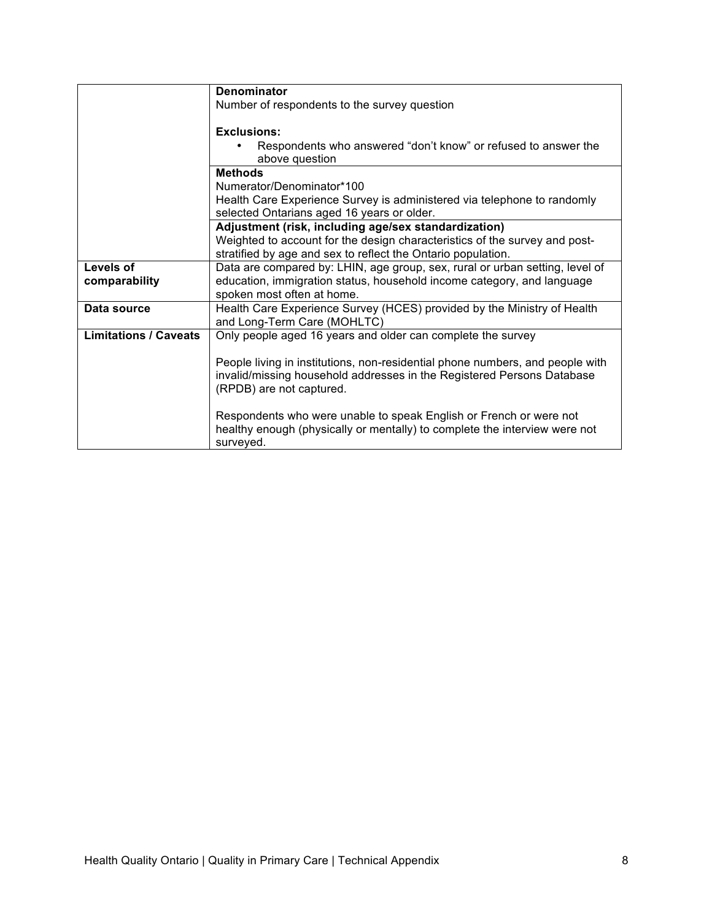| | |
|---|---|
| | **Denominator**<br>Number of respondents to the survey question<br><br>**Exclusions:**<br>• Respondents who answered "don't know" or refused to answer the above question |
| | **Methods**<br>Numerator/Denominator*100<br>Health Care Experience Survey is administered via telephone to randomly selected Ontarians aged 16 years or older. |
| | **Adjustment (risk, including age/sex standardization)**<br>Weighted to account for the design characteristics of the survey and post-stratified by age and sex to reflect the Ontario population. |
| **Levels of comparability** | Data are compared by: LHIN, age group, sex, rural or urban setting, level of education, immigration status, household income category, and language spoken most often at home. |
| **Data source** | Health Care Experience Survey (HCES) provided by the Ministry of Health and Long-Term Care (MOHLTC) |
| **Limitations / Caveats** | Only people aged 16 years and older can complete the survey<br><br>People living in institutions, non-residential phone numbers, and people with invalid/missing household addresses in the Registered Persons Database (RPDB) are not captured.<br><br>Respondents who were unable to speak English or French or were not healthy enough (physically or mentally) to complete the interview were not surveyed. |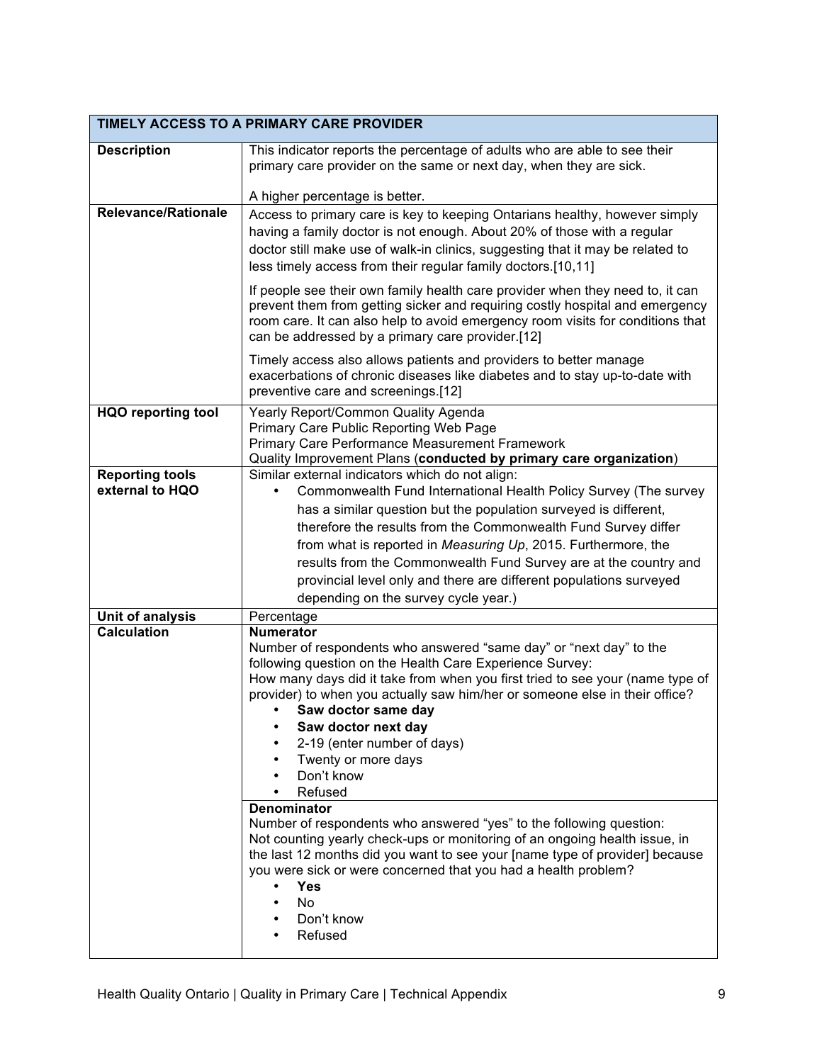| TIMELY ACCESS TO A PRIMARY CARE PROVIDER | |
|---|---|
| **Description** | This indicator reports the percentage of adults who are able to see their primary care provider on the same or next day, when they are sick.<br><br>A higher percentage is better. |
| **Relevance/Rationale** | Access to primary care is key to keeping Ontarians healthy, however simply having a family doctor is not enough. About 20% of those with a regular doctor still make use of walk-in clinics, suggesting that it may be related to less timely access from their regular family doctors.[10,11]<br><br>If people see their own family health care provider when they need to, it can prevent them from getting sicker and requiring costly hospital and emergency room care. It can also help to avoid emergency room visits for conditions that can be addressed by a primary care provider.[12]<br><br>Timely access also allows patients and providers to better manage exacerbations of chronic diseases like diabetes and to stay up-to-date with preventive care and screenings.[12] |
| **HQO reporting tool** | Yearly Report/Common Quality Agenda<br>Primary Care Public Reporting Web Page<br>Primary Care Performance Measurement Framework<br>Quality Improvement Plans (**conducted by primary care organization**) |
| **Reporting tools external to HQO** | Similar external indicators which do not align:<br>• Commonwealth Fund International Health Policy Survey (The survey has a similar question but the population surveyed is different, therefore the results from the Commonwealth Fund Survey differ from what is reported in *Measuring Up*, 2015. Furthermore, the results from the Commonwealth Fund Survey are at the country and provincial level only and there are different populations surveyed depending on the survey cycle year.) |
| **Unit of analysis** | Percentage |
| **Calculation** | **Numerator**<br>Number of respondents who answered "same day" or "next day" to the following question on the Health Care Experience Survey:<br>How many days did it take from when you first tried to see your (name type of provider) to when you actually saw him/her or someone else in their office?<br>• **Saw doctor same day**<br>• **Saw doctor next day**<br>• 2-19 (enter number of days)<br>• Twenty or more days<br>• Don't know<br>• Refused<br><br>**Denominator**<br>Number of respondents who answered "yes" to the following question:<br>Not counting yearly check-ups or monitoring of an ongoing health issue, in the last 12 months did you want to see your [name type of provider] because you were sick or were concerned that you had a health problem?<br>• **Yes**<br>• No<br>• Don't know<br>• Refused |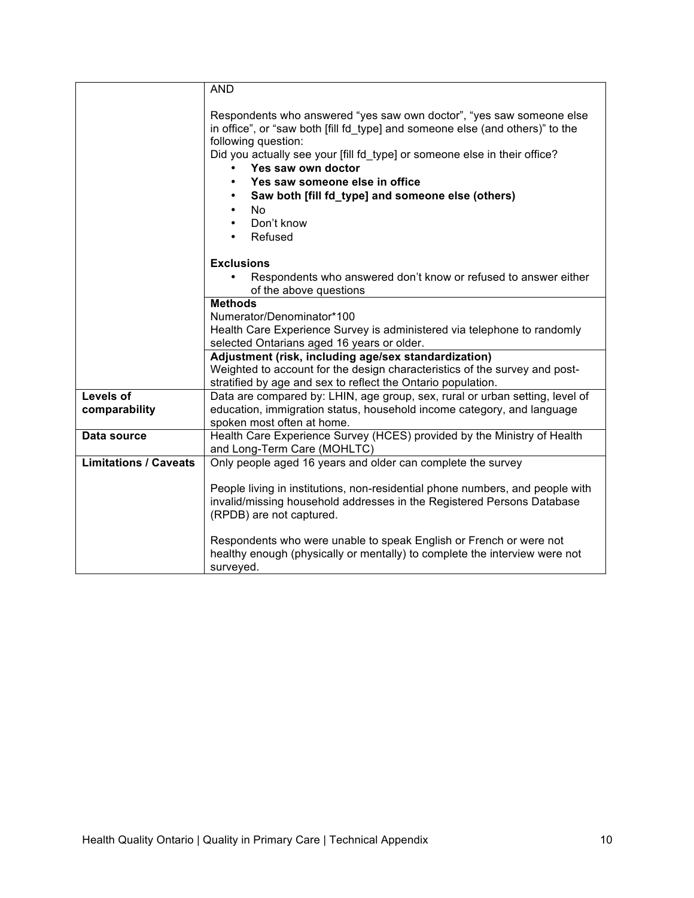| | |
|---|---|
| | AND<br><br>Respondents who answered “yes saw own doctor”, “yes saw someone else in office”, or “saw both [fill fd_type] and someone else (and others)” to the following question:<br>Did you actually see your [fill fd_type] or someone else in their office?<br>• **Yes saw own doctor**<br>• **Yes saw someone else in office**<br>• **Saw both [fill fd_type] and someone else (others)**<br>• No<br>• Don’t know<br>• Refused<br><br>**Exclusions**<br>• Respondents who answered don’t know or refused to answer either of the above questions |
| | **Methods**<br>Numerator/Denominator*100<br>Health Care Experience Survey is administered via telephone to randomly selected Ontarians aged 16 years or older. |
| | **Adjustment (risk, including age/sex standardization)**<br>Weighted to account for the design characteristics of the survey and post-stratified by age and sex to reflect the Ontario population. |
| **Levels of comparability** | Data are compared by: LHIN, age group, sex, rural or urban setting, level of education, immigration status, household income category, and language spoken most often at home. |
| **Data source** | Health Care Experience Survey (HCES) provided by the Ministry of Health and Long-Term Care (MOHLTC) |
| **Limitations / Caveats** | Only people aged 16 years and older can complete the survey<br><br>People living in institutions, non-residential phone numbers, and people with invalid/missing household addresses in the Registered Persons Database (RPDB) are not captured.<br><br>Respondents who were unable to speak English or French or were not healthy enough (physically or mentally) to complete the interview were not surveyed. |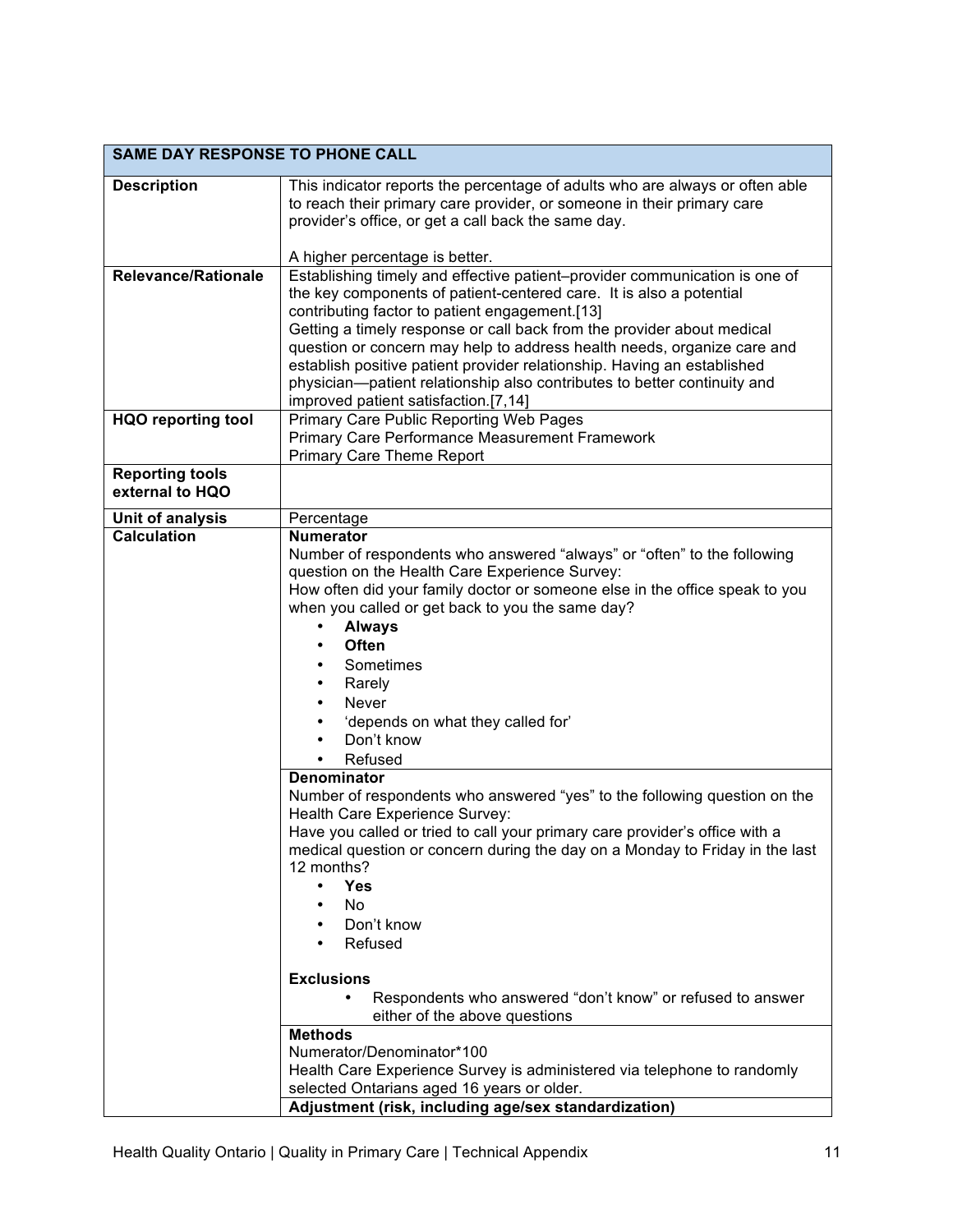| SAME DAY RESPONSE TO PHONE CALL | |
|---|---|
| **Description** | This indicator reports the percentage of adults who are always or often able to reach their primary care provider, or someone in their primary care provider's office, or get a call back the same day.<br><br>A higher percentage is better. |
| **Relevance/Rationale** | Establishing timely and effective patient–provider communication is one of the key components of patient-centered care. It is also a potential contributing factor to patient engagement.[13]<br>Getting a timely response or call back from the provider about medical question or concern may help to address health needs, organize care and establish positive patient provider relationship. Having an established physician—patient relationship also contributes to better continuity and improved patient satisfaction.[7,14] |
| **HQO reporting tool** | Primary Care Public Reporting Web Pages<br>Primary Care Performance Measurement Framework<br>Primary Care Theme Report |
| **Reporting tools external to HQO** | |
| **Unit of analysis** | Percentage |
| **Calculation** | **Numerator**<br>Number of respondents who answered "always" or "often" to the following question on the Health Care Experience Survey:<br>How often did your family doctor or someone else in the office speak to you when you called or get back to you the same day?<br>• **Always**<br>• **Often**<br>• Sometimes<br>• Rarely<br>• Never<br>• 'depends on what they called for'<br>• Don't know<br>• Refused |
| | **Denominator**<br>Number of respondents who answered "yes" to the following question on the Health Care Experience Survey:<br>Have you called or tried to call your primary care provider's office with a medical question or concern during the day on a Monday to Friday in the last 12 months?<br>• **Yes**<br>• No<br>• Don't know<br>• Refused<br><br>**Exclusions**<br>• Respondents who answered "don't know" or refused to answer either of the above questions |
| | **Methods**<br>Numerator/Denominator*100<br>Health Care Experience Survey is administered via telephone to randomly selected Ontarians aged 16 years or older. |
| | **Adjustment (risk, including age/sex standardization)** |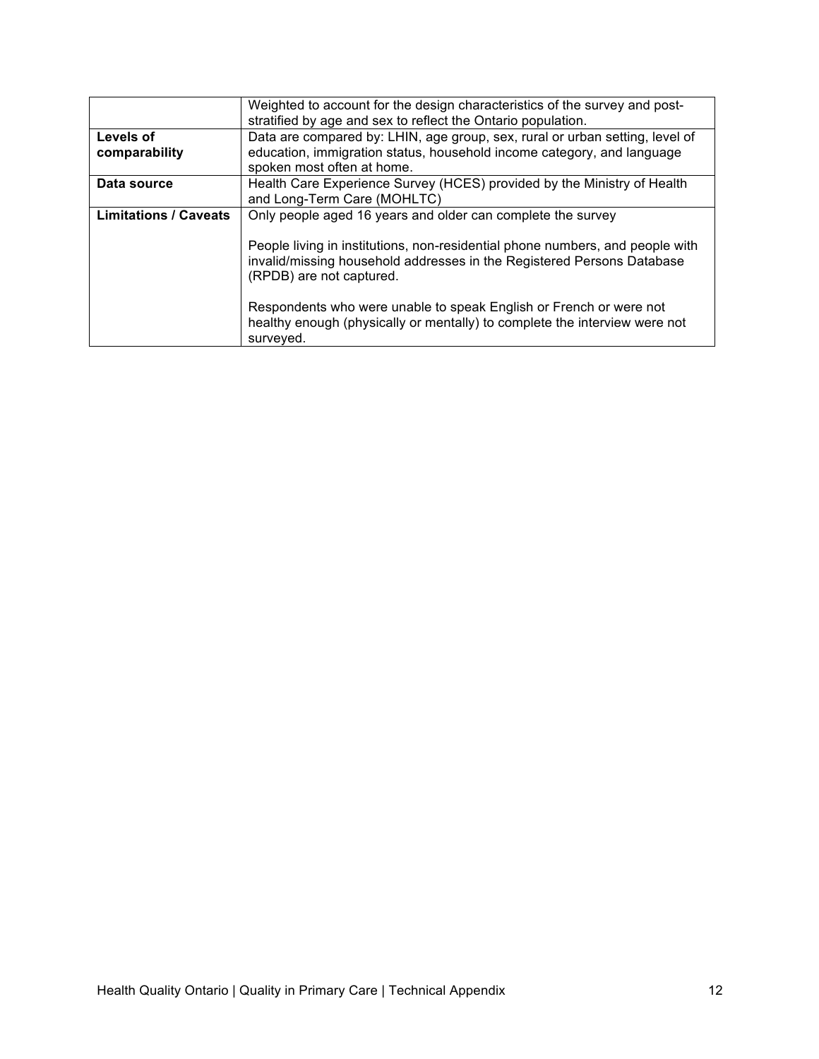| | |
|---|---|
| | Weighted to account for the design characteristics of the survey and post-stratified by age and sex to reflect the Ontario population. |
| **Levels of comparability** | Data are compared by: LHIN, age group, sex, rural or urban setting, level of education, immigration status, household income category, and language spoken most often at home. |
| **Data source** | Health Care Experience Survey (HCES) provided by the Ministry of Health and Long-Term Care (MOHLTC) |
| **Limitations / Caveats** | Only people aged 16 years and older can complete the survey<br><br>People living in institutions, non-residential phone numbers, and people with invalid/missing household addresses in the Registered Persons Database (RPDB) are not captured.<br><br>Respondents who were unable to speak English or French or were not healthy enough (physically or mentally) to complete the interview were not surveyed. |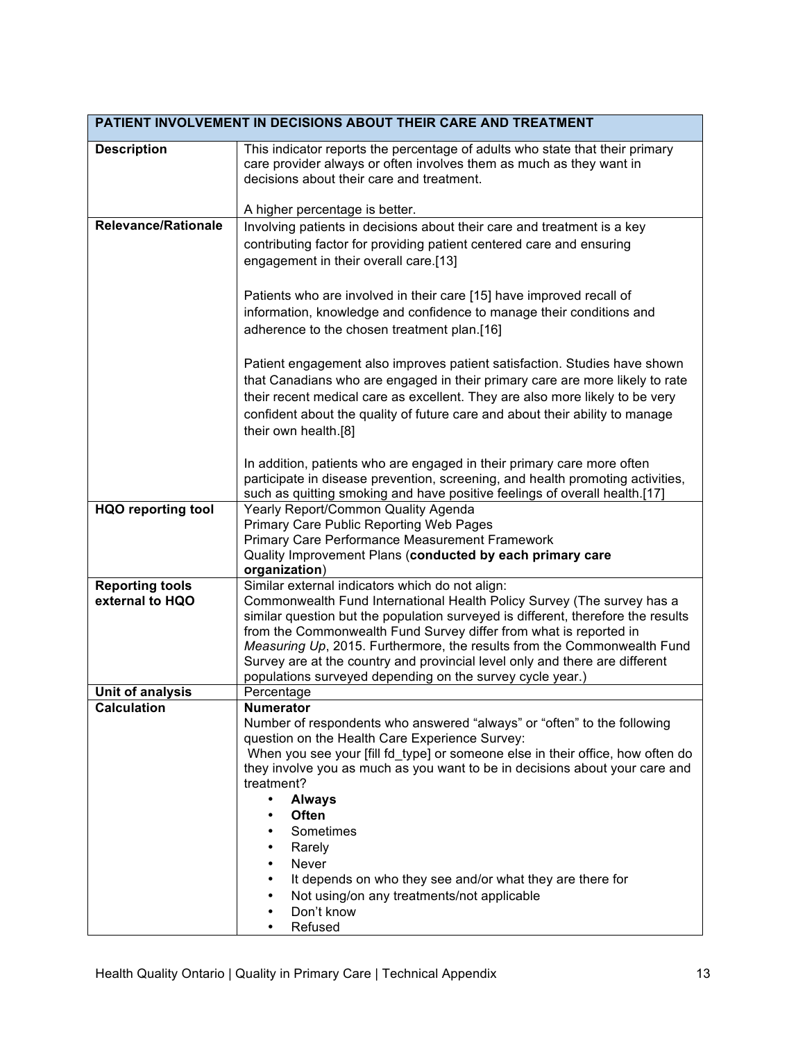| PATIENT INVOLVEMENT IN DECISIONS ABOUT THEIR CARE AND TREATMENT | |
|---|---|
| **Description** | This indicator reports the percentage of adults who state that their primary care provider always or often involves them as much as they want in decisions about their care and treatment.<br><br>A higher percentage is better. |
| **Relevance/Rationale** | Involving patients in decisions about their care and treatment is a key contributing factor for providing patient centered care and ensuring engagement in their overall care.[13]<br><br>Patients who are involved in their care [15] have improved recall of information, knowledge and confidence to manage their conditions and adherence to the chosen treatment plan.[16]<br><br>Patient engagement also improves patient satisfaction. Studies have shown that Canadians who are engaged in their primary care are more likely to rate their recent medical care as excellent. They are also more likely to be very confident about the quality of future care and about their ability to manage their own health.[8]<br><br>In addition, patients who are engaged in their primary care more often participate in disease prevention, screening, and health promoting activities, such as quitting smoking and have positive feelings of overall health.[17] |
| **HQO reporting tool** | Yearly Report/Common Quality Agenda<br>Primary Care Public Reporting Web Pages<br>Primary Care Performance Measurement Framework<br>Quality Improvement Plans (**conducted by each primary care organization**) |
| **Reporting tools external to HQO** | Similar external indicators which do not align:<br>Commonwealth Fund International Health Policy Survey (The survey has a similar question but the population surveyed is different, therefore the results from the Commonwealth Fund Survey differ from what is reported in *Measuring Up*, 2015. Furthermore, the results from the Commonwealth Fund Survey are at the country and provincial level only and there are different populations surveyed depending on the survey cycle year.) |
| **Unit of analysis** | Percentage |
| **Calculation** | **Numerator**<br>Number of respondents who answered “always” or “often” to the following question on the Health Care Experience Survey:<br>When you see your [fill fd_type] or someone else in their office, how often do they involve you as much as you want to be in decisions about your care and treatment?<br>• **Always**<br>• **Often**<br>• Sometimes<br>• Rarely<br>• Never<br>• It depends on who they see and/or what they are there for<br>• Not using/on any treatments/not applicable<br>• Don’t know<br>• Refused |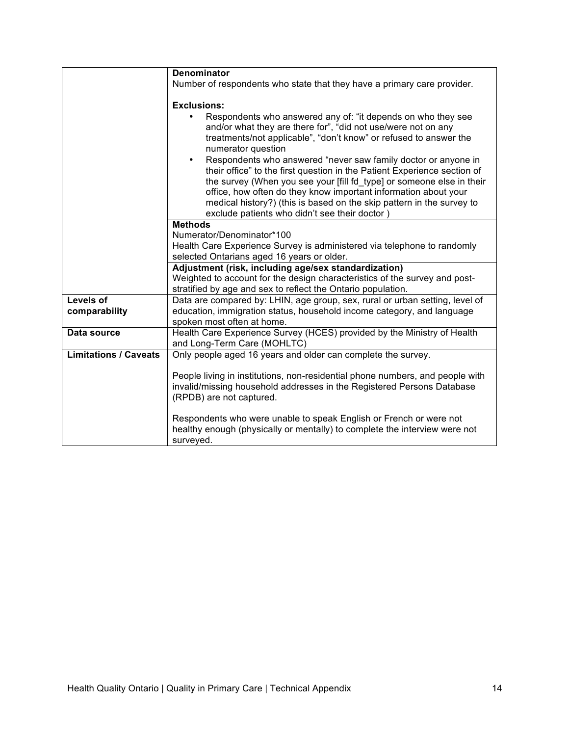| | |
|---|---|
| | **Denominator**<br>Number of respondents who state that they have a primary care provider.<br><br>**Exclusions:**<br>• Respondents who answered any of: "it depends on who they see and/or what they are there for", "did not use/were not on any treatments/not applicable", "don't know" or refused to answer the numerator question<br>• Respondents who answered "never saw family doctor or anyone in their office" to the first question in the Patient Experience section of the survey (When you see your [fill fd_type] or someone else in their office, how often do they know important information about your medical history?) (this is based on the skip pattern in the survey to exclude patients who didn't see their doctor ) |
| | **Methods**<br>Numerator/Denominator*100<br>Health Care Experience Survey is administered via telephone to randomly selected Ontarians aged 16 years or older. |
| | **Adjustment (risk, including age/sex standardization)**<br>Weighted to account for the design characteristics of the survey and post-stratified by age and sex to reflect the Ontario population. |
| **Levels of comparability** | Data are compared by: LHIN, age group, sex, rural or urban setting, level of education, immigration status, household income category, and language spoken most often at home. |
| **Data source** | Health Care Experience Survey (HCES) provided by the Ministry of Health and Long-Term Care (MOHLTC) |
| **Limitations / Caveats** | Only people aged 16 years and older can complete the survey.<br><br>People living in institutions, non-residential phone numbers, and people with invalid/missing household addresses in the Registered Persons Database (RPDB) are not captured.<br><br>Respondents who were unable to speak English or French or were not healthy enough (physically or mentally) to complete the interview were not surveyed. |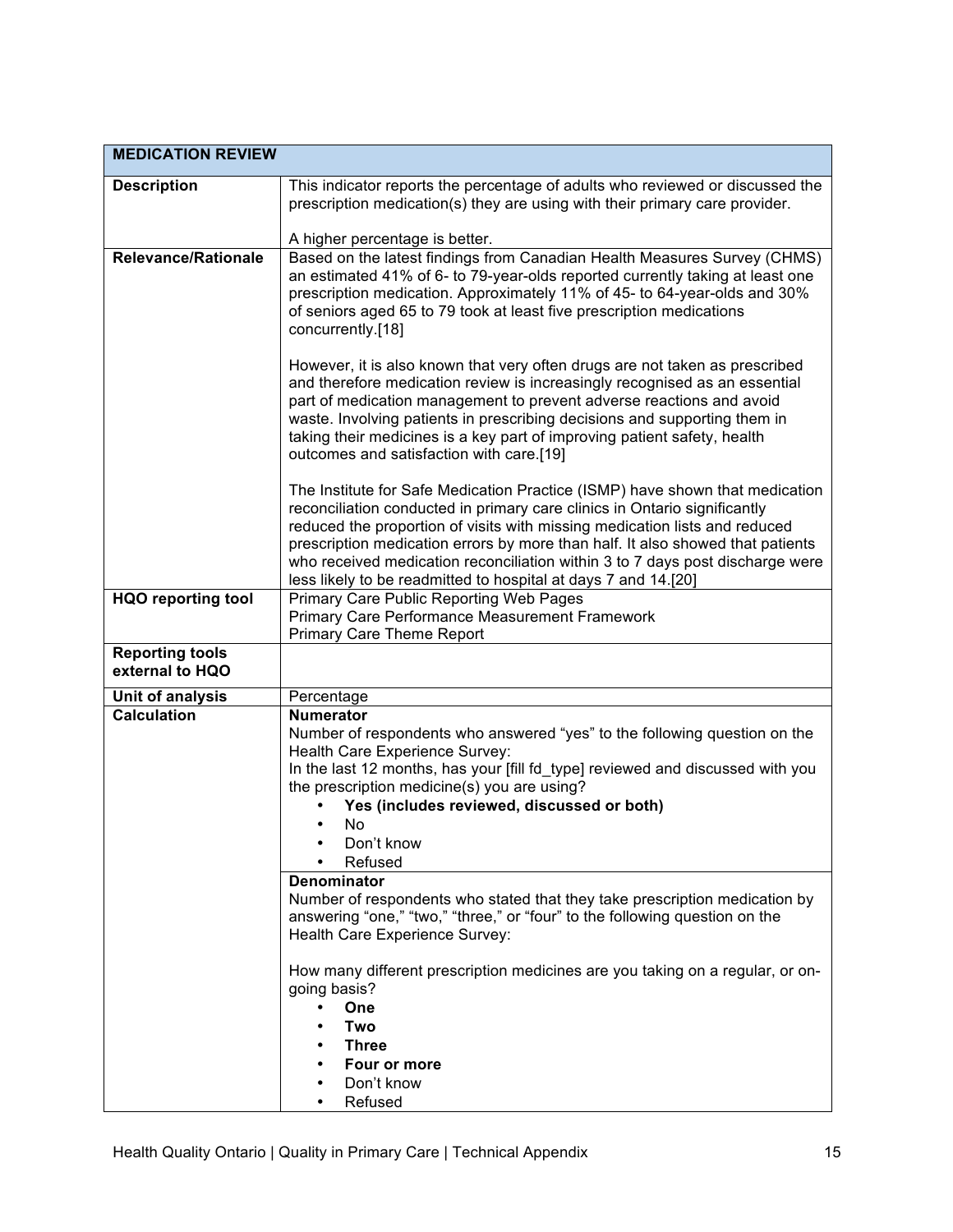| MEDICATION REVIEW | |
|---|---|
| **Description** | This indicator reports the percentage of adults who reviewed or discussed the prescription medication(s) they are using with their primary care provider.<br><br>A higher percentage is better. |
| **Relevance/Rationale** | Based on the latest findings from Canadian Health Measures Survey (CHMS) an estimated 41% of 6- to 79-year-olds reported currently taking at least one prescription medication. Approximately 11% of 45- to 64-year-olds and 30% of seniors aged 65 to 79 took at least five prescription medications concurrently.[18]<br><br>However, it is also known that very often drugs are not taken as prescribed and therefore medication review is increasingly recognised as an essential part of medication management to prevent adverse reactions and avoid waste. Involving patients in prescribing decisions and supporting them in taking their medicines is a key part of improving patient safety, health outcomes and satisfaction with care.[19]<br><br>The Institute for Safe Medication Practice (ISMP) have shown that medication reconciliation conducted in primary care clinics in Ontario significantly reduced the proportion of visits with missing medication lists and reduced prescription medication errors by more than half. It also showed that patients who received medication reconciliation within 3 to 7 days post discharge were less likely to be readmitted to hospital at days 7 and 14.[20] |
| **HQO reporting tool** | Primary Care Public Reporting Web Pages<br>Primary Care Performance Measurement Framework<br>Primary Care Theme Report |
| **Reporting tools external to HQO** | |
| **Unit of analysis** | Percentage |
| **Calculation** | **Numerator**<br>Number of respondents who answered "yes" to the following question on the Health Care Experience Survey:<br>In the last 12 months, has your [fill fd_type] reviewed and discussed with you the prescription medicine(s) you are using?<br>• **Yes (includes reviewed, discussed or both)**<br>• No<br>• Don't know<br>• Refused |
| | **Denominator**<br>Number of respondents who stated that they take prescription medication by answering "one," "two," "three," or "four" to the following question on the Health Care Experience Survey:<br><br>How many different prescription medicines are you taking on a regular, or on-going basis?<br>• **One**<br>• **Two**<br>• **Three**<br>• **Four or more**<br>• Don't know<br>• Refused |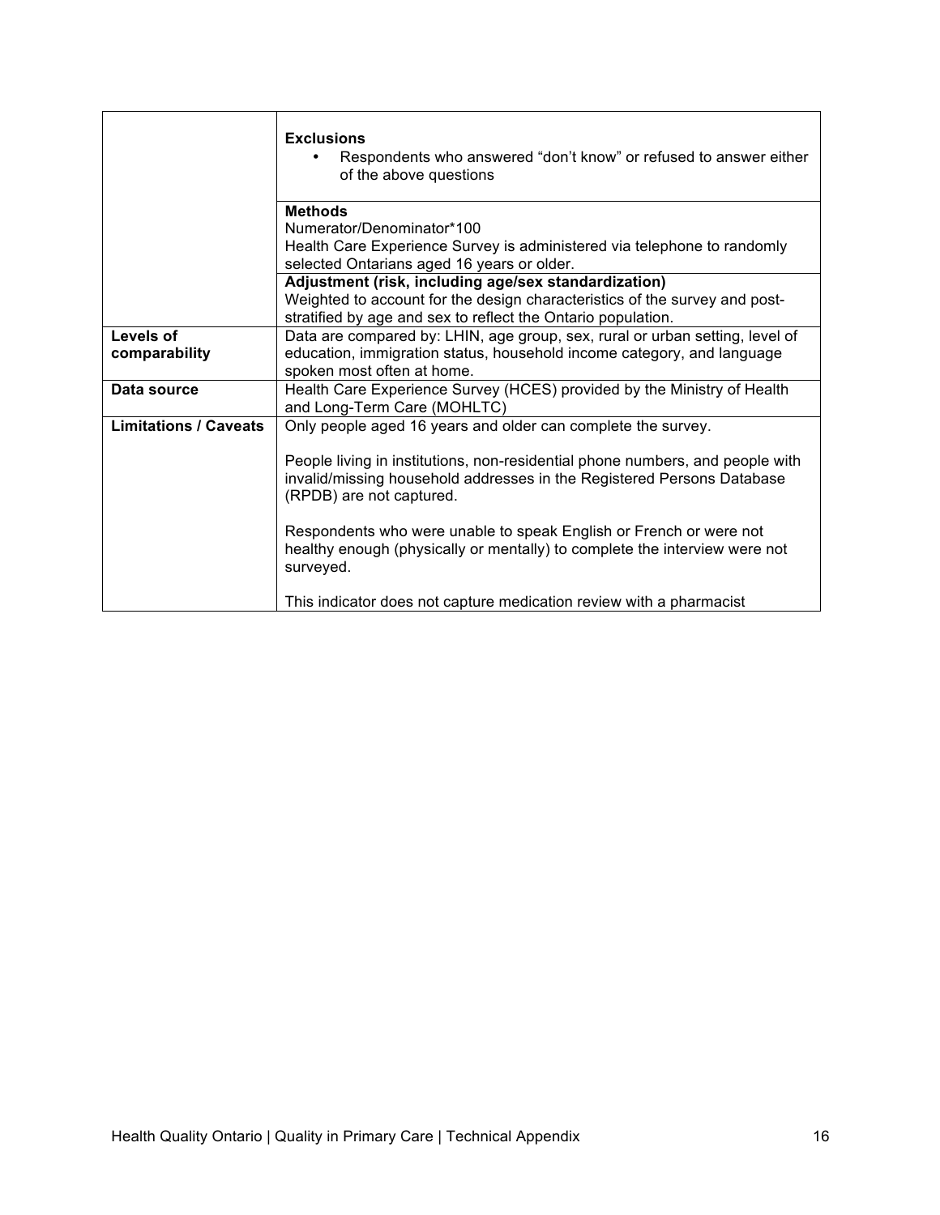| | |
|---|---|
| | **Exclusions**<br>• Respondents who answered “don’t know” or refused to answer either of the above questions |
| | **Methods**<br>Numerator/Denominator*100<br>Health Care Experience Survey is administered via telephone to randomly selected Ontarians aged 16 years or older. |
| | **Adjustment (risk, including age/sex standardization)**<br>Weighted to account for the design characteristics of the survey and post-stratified by age and sex to reflect the Ontario population. |
| **Levels of comparability** | Data are compared by: LHIN, age group, sex, rural or urban setting, level of education, immigration status, household income category, and language spoken most often at home. |
| **Data source** | Health Care Experience Survey (HCES) provided by the Ministry of Health and Long-Term Care (MOHLTC) |
| **Limitations / Caveats** | Only people aged 16 years and older can complete the survey.<br><br>People living in institutions, non-residential phone numbers, and people with invalid/missing household addresses in the Registered Persons Database (RPDB) are not captured.<br><br>Respondents who were unable to speak English or French or were not healthy enough (physically or mentally) to complete the interview were not surveyed.<br><br>This indicator does not capture medication review with a pharmacist |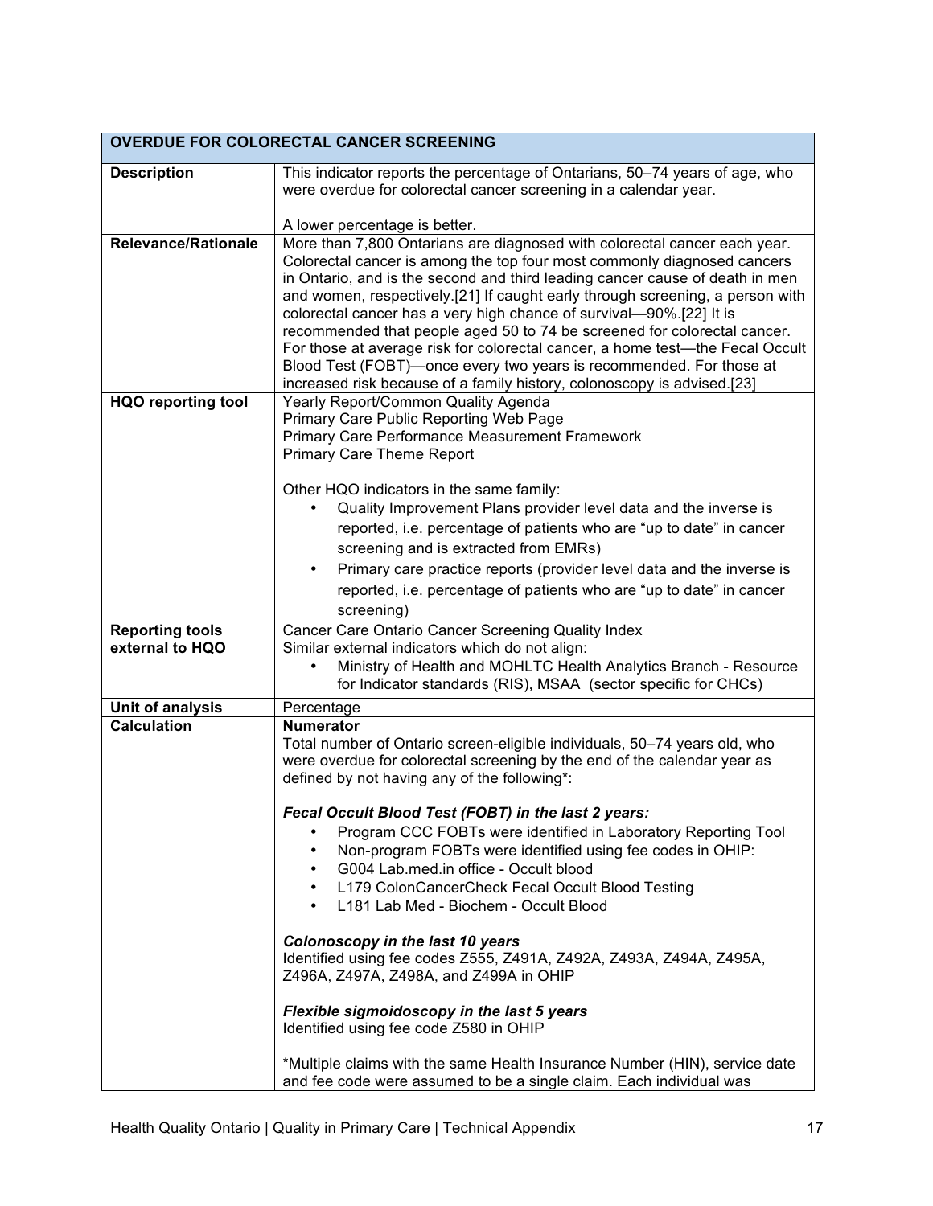| OVERDUE FOR COLORECTAL CANCER SCREENING | |
|---|---|
| **Description** | This indicator reports the percentage of Ontarians, 50–74 years of age, who were overdue for colorectal cancer screening in a calendar year.<br><br>A lower percentage is better. |
| **Relevance/Rationale** | More than 7,800 Ontarians are diagnosed with colorectal cancer each year. Colorectal cancer is among the top four most commonly diagnosed cancers in Ontario, and is the second and third leading cancer cause of death in men and women, respectively.[21] If caught early through screening, a person with colorectal cancer has a very high chance of survival—90%.[22] It is recommended that people aged 50 to 74 be screened for colorectal cancer. For those at average risk for colorectal cancer, a home test—the Fecal Occult Blood Test (FOBT)—once every two years is recommended. For those at increased risk because of a family history, colonoscopy is advised.[23] |
| **HQO reporting tool** | Yearly Report/Common Quality Agenda<br>Primary Care Public Reporting Web Page<br>Primary Care Performance Measurement Framework<br>Primary Care Theme Report<br><br>Other HQO indicators in the same family:<br>• Quality Improvement Plans provider level data and the inverse is reported, i.e. percentage of patients who are "up to date" in cancer screening and is extracted from EMRs)<br>• Primary care practice reports (provider level data and the inverse is reported, i.e. percentage of patients who are "up to date" in cancer screening) |
| **Reporting tools external to HQO** | Cancer Care Ontario Cancer Screening Quality Index<br>Similar external indicators which do not align:<br>• Ministry of Health and MOHLTC Health Analytics Branch - Resource for Indicator standards (RIS), MSAA (sector specific for CHCs) |
| **Unit of analysis** | Percentage |
| **Calculation** | **Numerator**<br>Total number of Ontario screen-eligible individuals, 50–74 years old, who were overdue for colorectal screening by the end of the calendar year as defined by not having any of the following*:<br><br>***Fecal Occult Blood Test (FOBT) in the last 2 years:***<br>• Program CCC FOBTs were identified in Laboratory Reporting Tool<br>• Non-program FOBTs were identified using fee codes in OHIP:<br>• G004 Lab.med.in office - Occult blood<br>• L179 ColonCancerCheck Fecal Occult Blood Testing<br>• L181 Lab Med - Biochem - Occult Blood<br><br>***Colonoscopy in the last 10 years***<br>Identified using fee codes Z555, Z491A, Z492A, Z493A, Z494A, Z495A, Z496A, Z497A, Z498A, and Z499A in OHIP<br><br>***Flexible sigmoidoscopy in the last 5 years***<br>Identified using fee code Z580 in OHIP<br><br>*Multiple claims with the same Health Insurance Number (HIN), service date and fee code were assumed to be a single claim. Each individual was |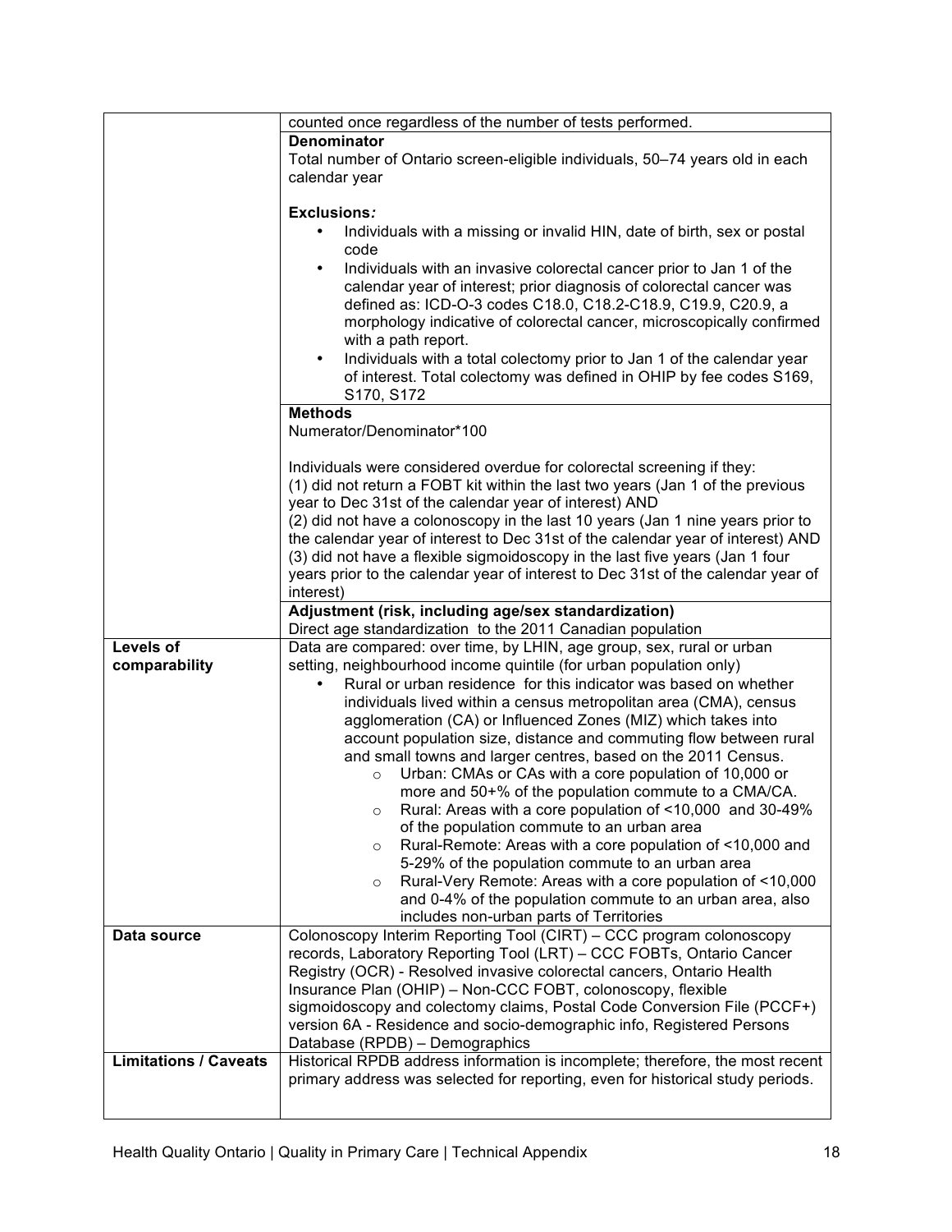| | |
|---|---|
| | counted once regardless of the number of tests performed. |
| | **Denominator**<br>Total number of Ontario screen-eligible individuals, 50–74 years old in each calendar year<br><br>**Exclusions*:***<br>• Individuals with a missing or invalid HIN, date of birth, sex or postal code<br>• Individuals with an invasive colorectal cancer prior to Jan 1 of the calendar year of interest; prior diagnosis of colorectal cancer was defined as: ICD-O-3 codes C18.0, C18.2-C18.9, C19.9, C20.9, a morphology indicative of colorectal cancer, microscopically confirmed with a path report.<br>• Individuals with a total colectomy prior to Jan 1 of the calendar year of interest. Total colectomy was defined in OHIP by fee codes S169, S170, S172 |
| | **Methods**<br>Numerator/Denominator*100<br><br>Individuals were considered overdue for colorectal screening if they:<br>(1) did not return a FOBT kit within the last two years (Jan 1 of the previous year to Dec 31st of the calendar year of interest) AND<br>(2) did not have a colonoscopy in the last 10 years (Jan 1 nine years prior to the calendar year of interest to Dec 31st of the calendar year of interest) AND<br>(3) did not have a flexible sigmoidoscopy in the last five years (Jan 1 four years prior to the calendar year of interest to Dec 31st of the calendar year of interest) |
| | **Adjustment (risk, including age/sex standardization)**<br>Direct age standardization to the 2011 Canadian population |
| **Levels of comparability** | Data are compared: over time, by LHIN, age group, sex, rural or urban setting, neighbourhood income quintile (for urban population only)<br>• Rural or urban residence for this indicator was based on whether individuals lived within a census metropolitan area (CMA), census agglomeration (CA) or Influenced Zones (MIZ) which takes into account population size, distance and commuting flow between rural and small towns and larger centres, based on the 2011 Census.<br>  ○ Urban: CMAs or CAs with a core population of 10,000 or more and 50+% of the population commute to a CMA/CA.<br>  ○ Rural: Areas with a core population of <10,000 and 30-49% of the population commute to an urban area<br>  ○ Rural-Remote: Areas with a core population of <10,000 and 5-29% of the population commute to an urban area<br>  ○ Rural-Very Remote: Areas with a core population of <10,000 and 0-4% of the population commute to an urban area, also includes non-urban parts of Territories |
| **Data source** | Colonoscopy Interim Reporting Tool (CIRT) – CCC program colonoscopy records, Laboratory Reporting Tool (LRT) – CCC FOBTs, Ontario Cancer Registry (OCR) - Resolved invasive colorectal cancers, Ontario Health Insurance Plan (OHIP) – Non-CCC FOBT, colonoscopy, flexible sigmoidoscopy and colectomy claims, Postal Code Conversion File (PCCF+) version 6A - Residence and socio-demographic info, Registered Persons Database (RPDB) – Demographics |
| **Limitations / Caveats** | Historical RPDB address information is incomplete; therefore, the most recent primary address was selected for reporting, even for historical study periods. |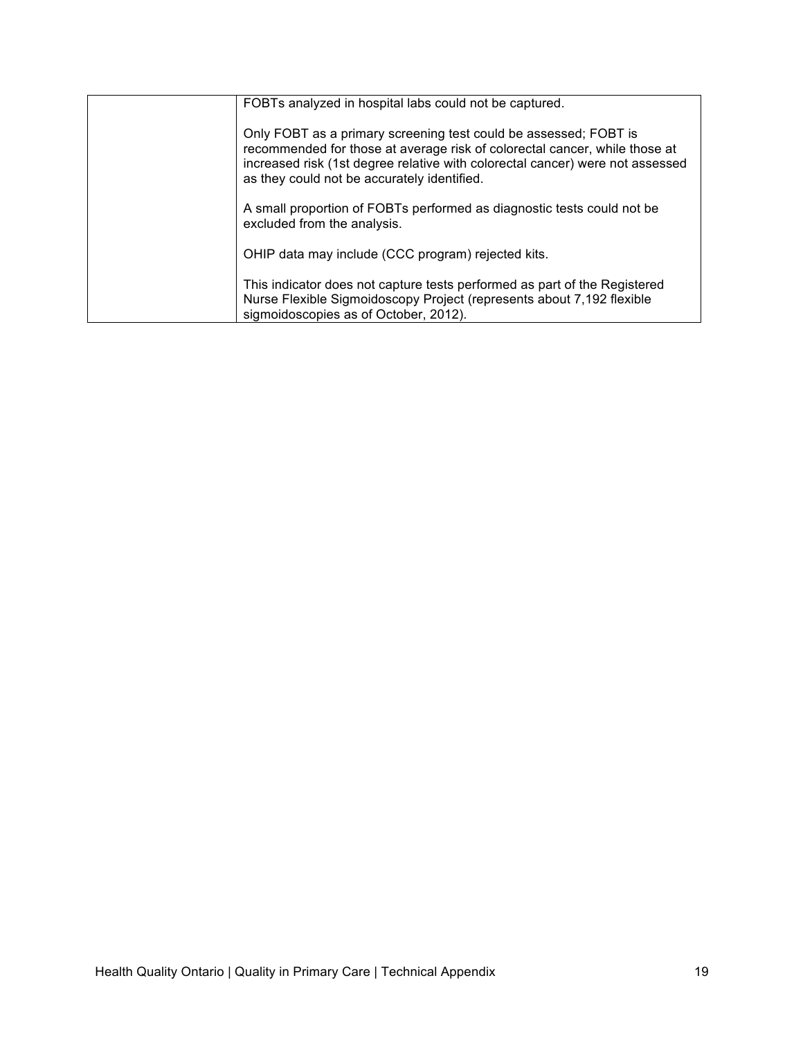| | |
|---|---|
| | FOBTs analyzed in hospital labs could not be captured.<br><br>Only FOBT as a primary screening test could be assessed; FOBT is recommended for those at average risk of colorectal cancer, while those at increased risk (1st degree relative with colorectal cancer) were not assessed as they could not be accurately identified.<br><br>A small proportion of FOBTs performed as diagnostic tests could not be excluded from the analysis.<br><br>OHIP data may include (CCC program) rejected kits.<br><br>This indicator does not capture tests performed as part of the Registered Nurse Flexible Sigmoidoscopy Project (represents about 7,192 flexible sigmoidoscopies as of October, 2012). |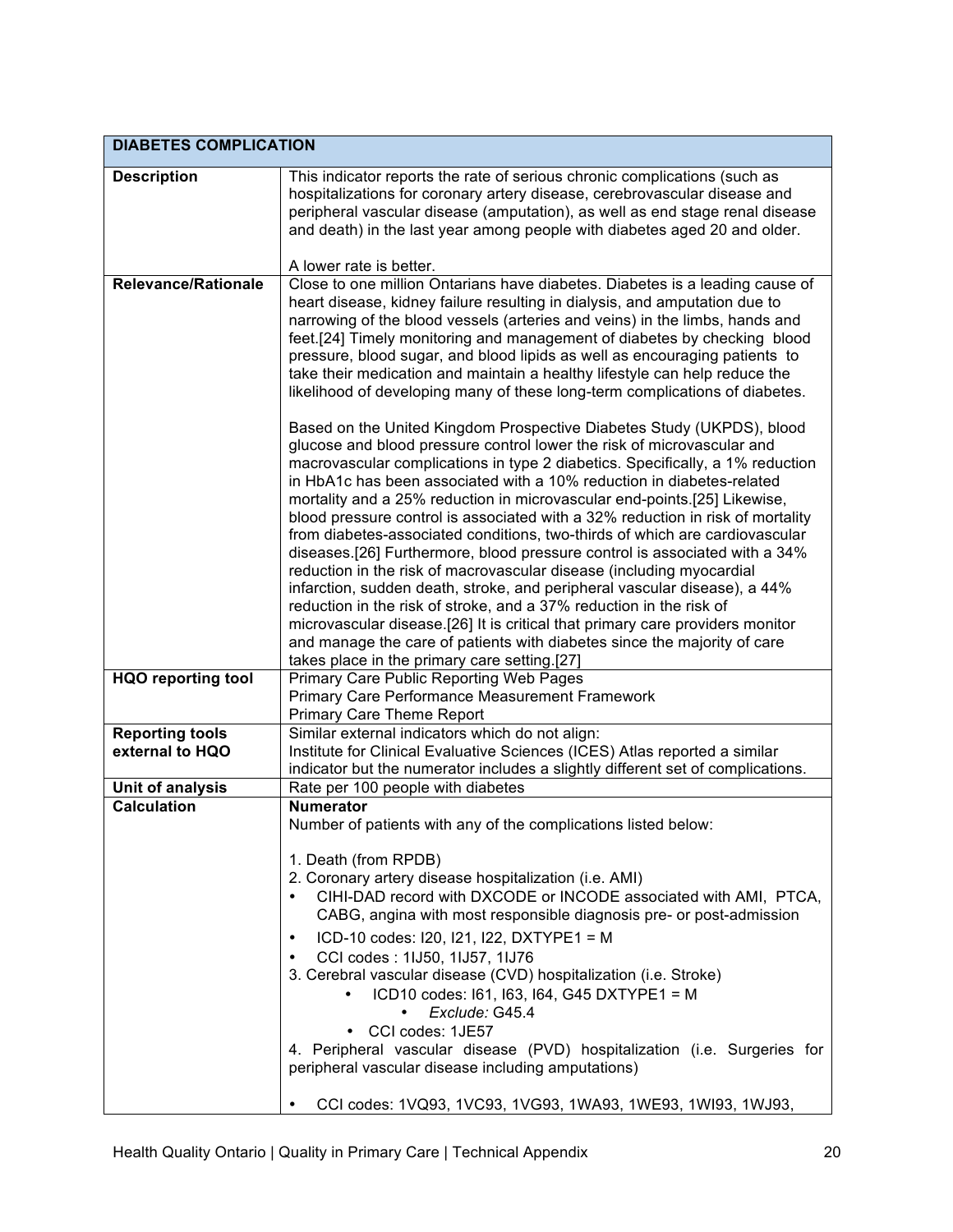| DIABETES COMPLICATION | |
|---|---|
| **Description** | This indicator reports the rate of serious chronic complications (such as hospitalizations for coronary artery disease, cerebrovascular disease and peripheral vascular disease (amputation), as well as end stage renal disease and death) in the last year among people with diabetes aged 20 and older.<br><br>A lower rate is better. |
| **Relevance/Rationale** | Close to one million Ontarians have diabetes. Diabetes is a leading cause of heart disease, kidney failure resulting in dialysis, and amputation due to narrowing of the blood vessels (arteries and veins) in the limbs, hands and feet.[24] Timely monitoring and management of diabetes by checking blood pressure, blood sugar, and blood lipids as well as encouraging patients to take their medication and maintain a healthy lifestyle can help reduce the likelihood of developing many of these long-term complications of diabetes.<br><br>Based on the United Kingdom Prospective Diabetes Study (UKPDS), blood glucose and blood pressure control lower the risk of microvascular and macrovascular complications in type 2 diabetics. Specifically, a 1% reduction in HbA1c has been associated with a 10% reduction in diabetes-related mortality and a 25% reduction in microvascular end-points.[25] Likewise, blood pressure control is associated with a 32% reduction in risk of mortality from diabetes-associated conditions, two-thirds of which are cardiovascular diseases.[26] Furthermore, blood pressure control is associated with a 34% reduction in the risk of macrovascular disease (including myocardial infarction, sudden death, stroke, and peripheral vascular disease), a 44% reduction in the risk of stroke, and a 37% reduction in the risk of microvascular disease.[26] It is critical that primary care providers monitor and manage the care of patients with diabetes since the majority of care takes place in the primary care setting.[27] |
| **HQO reporting tool** | Primary Care Public Reporting Web Pages<br>Primary Care Performance Measurement Framework<br>Primary Care Theme Report |
| **Reporting tools external to HQO** | Similar external indicators which do not align:<br>Institute for Clinical Evaluative Sciences (ICES) Atlas reported a similar indicator but the numerator includes a slightly different set of complications. |
| **Unit of analysis** | Rate per 100 people with diabetes |
| **Calculation** | **Numerator**<br>Number of patients with any of the complications listed below:<br><br>1. Death (from RPDB)<br>2. Coronary artery disease hospitalization (i.e. AMI)<br>• CIHI-DAD record with DXCODE or INCODE associated with AMI, PTCA, CABG, angina with most responsible diagnosis pre- or post-admission<br>• ICD-10 codes: I20, I21, I22, DXTYPE1 = M<br>• CCI codes : 1IJ50, 1IJ57, 1IJ76<br>3. Cerebral vascular disease (CVD) hospitalization (i.e. Stroke)<br>• ICD10 codes: I61, I63, I64, G45 DXTYPE1 = M<br>• *Exclude:* G45.4<br>• CCI codes: 1JE57<br>4. Peripheral vascular disease (PVD) hospitalization (i.e. Surgeries for peripheral vascular disease including amputations)<br><br>• CCI codes: 1VQ93, 1VC93, 1VG93, 1WA93, 1WE93, 1WI93, 1WJ93, |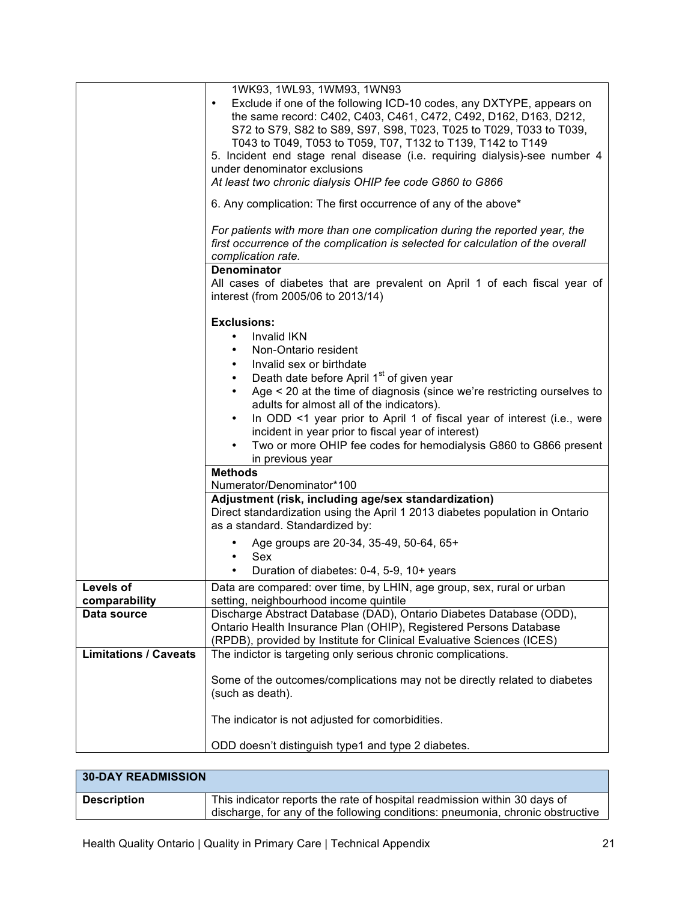| | |
|---|---|
| | 1WK93, 1WL93, 1WM93, 1WN93<br>• Exclude if one of the following ICD-10 codes, any DXTYPE, appears on the same record: C402, C403, C461, C472, C492, D162, D163, D212, S72 to S79, S82 to S89, S97, S98, T023, T025 to T029, T033 to T039, T043 to T049, T053 to T059, T07, T132 to T139, T142 to T149<br>5. Incident end stage renal disease (i.e. requiring dialysis)-see number 4 under denominator exclusions<br>*At least two chronic dialysis OHIP fee code G860 to G866*<br><br>6. Any complication: The first occurrence of any of the above*<br><br>*For patients with more than one complication during the reported year, the first occurrence of the complication is selected for calculation of the overall complication rate.* |
| | **Denominator**<br>All cases of diabetes that are prevalent on April 1 of each fiscal year of interest (from 2005/06 to 2013/14)<br><br>**Exclusions:**<br>• Invalid IKN<br>• Non-Ontario resident<br>• Invalid sex or birthdate<br>• Death date before April 1st of given year<br>• Age < 20 at the time of diagnosis (since we're restricting ourselves to adults for almost all of the indicators).<br>• In ODD <1 year prior to April 1 of fiscal year of interest (i.e., were incident in year prior to fiscal year of interest)<br>• Two or more OHIP fee codes for hemodialysis G860 to G866 present in previous year |
| | **Methods**<br>Numerator/Denominator*100 |
| | **Adjustment (risk, including age/sex standardization)**<br>Direct standardization using the April 1 2013 diabetes population in Ontario as a standard. Standardized by:<br>• Age groups are 20-34, 35-49, 50-64, 65+<br>• Sex<br>• Duration of diabetes: 0-4, 5-9, 10+ years |
| **Levels of comparability** | Data are compared: over time, by LHIN, age group, sex, rural or urban setting, neighbourhood income quintile |
| **Data source** | Discharge Abstract Database (DAD), Ontario Diabetes Database (ODD), Ontario Health Insurance Plan (OHIP), Registered Persons Database (RPDB), provided by Institute for Clinical Evaluative Sciences (ICES) |
| **Limitations / Caveats** | The indictor is targeting only serious chronic complications.<br><br>Some of the outcomes/complications may not be directly related to diabetes (such as death).<br><br>The indicator is not adjusted for comorbidities.<br><br>ODD doesn't distinguish type1 and type 2 diabetes. |

| **30-DAY READMISSION** | |
|---|---|
| **Description** | This indicator reports the rate of hospital readmission within 30 days of discharge, for any of the following conditions: pneumonia, chronic obstructive |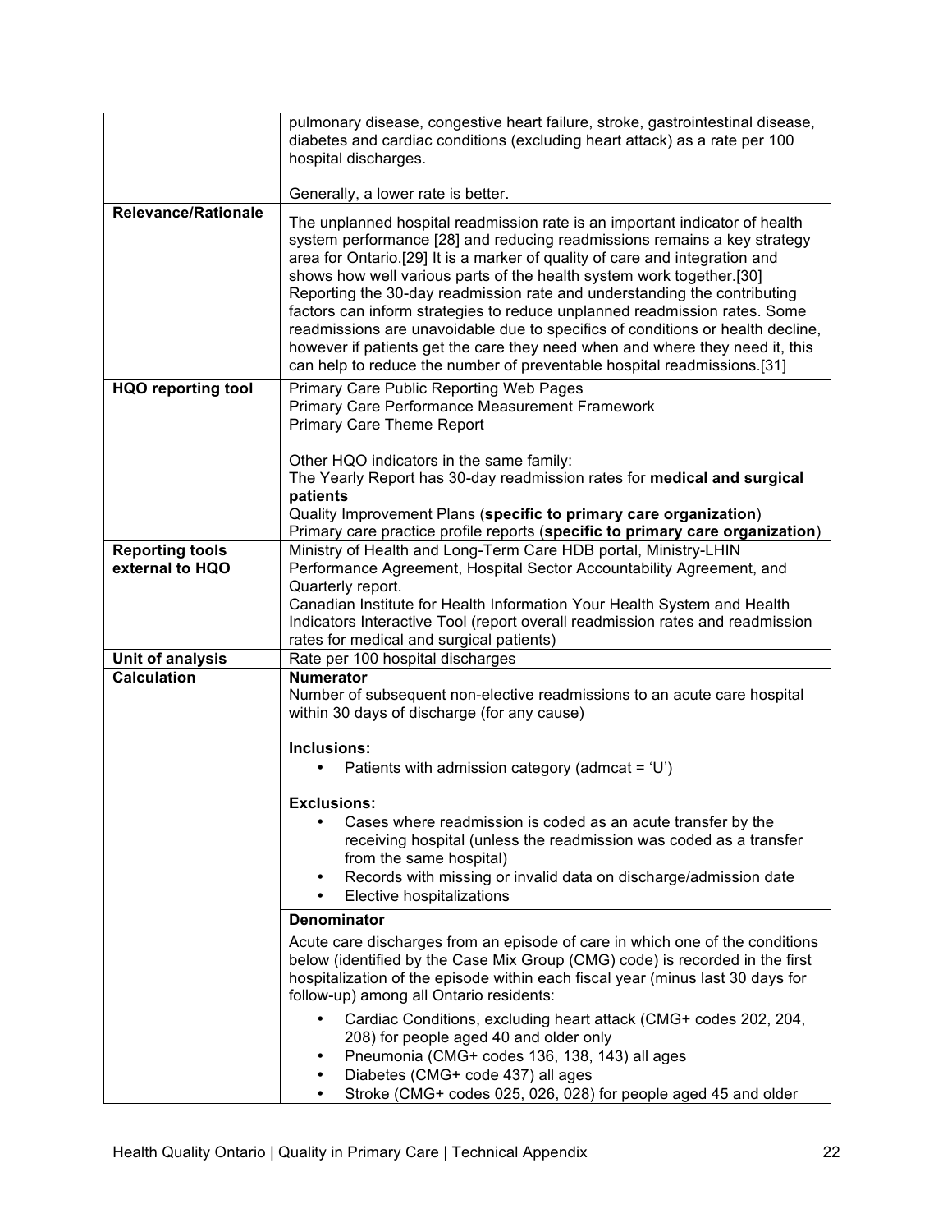| | |
|---|---|
| | pulmonary disease, congestive heart failure, stroke, gastrointestinal disease, diabetes and cardiac conditions (excluding heart attack) as a rate per 100 hospital discharges.<br><br>Generally, a lower rate is better. |
| **Relevance/Rationale** | The unplanned hospital readmission rate is an important indicator of health system performance [28] and reducing readmissions remains a key strategy area for Ontario.[29] It is a marker of quality of care and integration and shows how well various parts of the health system work together.[30] Reporting the 30-day readmission rate and understanding the contributing factors can inform strategies to reduce unplanned readmission rates. Some readmissions are unavoidable due to specifics of conditions or health decline, however if patients get the care they need when and where they need it, this can help to reduce the number of preventable hospital readmissions.[31] |
| **HQO reporting tool** | Primary Care Public Reporting Web Pages<br>Primary Care Performance Measurement Framework<br>Primary Care Theme Report<br><br>Other HQO indicators in the same family:<br>The Yearly Report has 30-day readmission rates for **medical and surgical patients**<br>Quality Improvement Plans (**specific to primary care organization**)<br>Primary care practice profile reports (**specific to primary care organization**) |
| **Reporting tools external to HQO** | Ministry of Health and Long-Term Care HDB portal, Ministry-LHIN Performance Agreement, Hospital Sector Accountability Agreement, and Quarterly report.<br>Canadian Institute for Health Information Your Health System and Health Indicators Interactive Tool (report overall readmission rates and readmission rates for medical and surgical patients) |
| **Unit of analysis** | Rate per 100 hospital discharges |
| **Calculation** | **Numerator**<br>Number of subsequent non-elective readmissions to an acute care hospital within 30 days of discharge (for any cause)<br><br>**Inclusions:**<br>• Patients with admission category (admcat = 'U')<br><br>**Exclusions:**<br>• Cases where readmission is coded as an acute transfer by the receiving hospital (unless the readmission was coded as a transfer from the same hospital)<br>• Records with missing or invalid data on discharge/admission date<br>• Elective hospitalizations |
| | **Denominator**<br>Acute care discharges from an episode of care in which one of the conditions below (identified by the Case Mix Group (CMG) code) is recorded in the first hospitalization of the episode within each fiscal year (minus last 30 days for follow-up) among all Ontario residents:<br>• Cardiac Conditions, excluding heart attack (CMG+ codes 202, 204, 208) for people aged 40 and older only<br>• Pneumonia (CMG+ codes 136, 138, 143) all ages<br>• Diabetes (CMG+ code 437) all ages<br>• Stroke (CMG+ codes 025, 026, 028) for people aged 45 and older |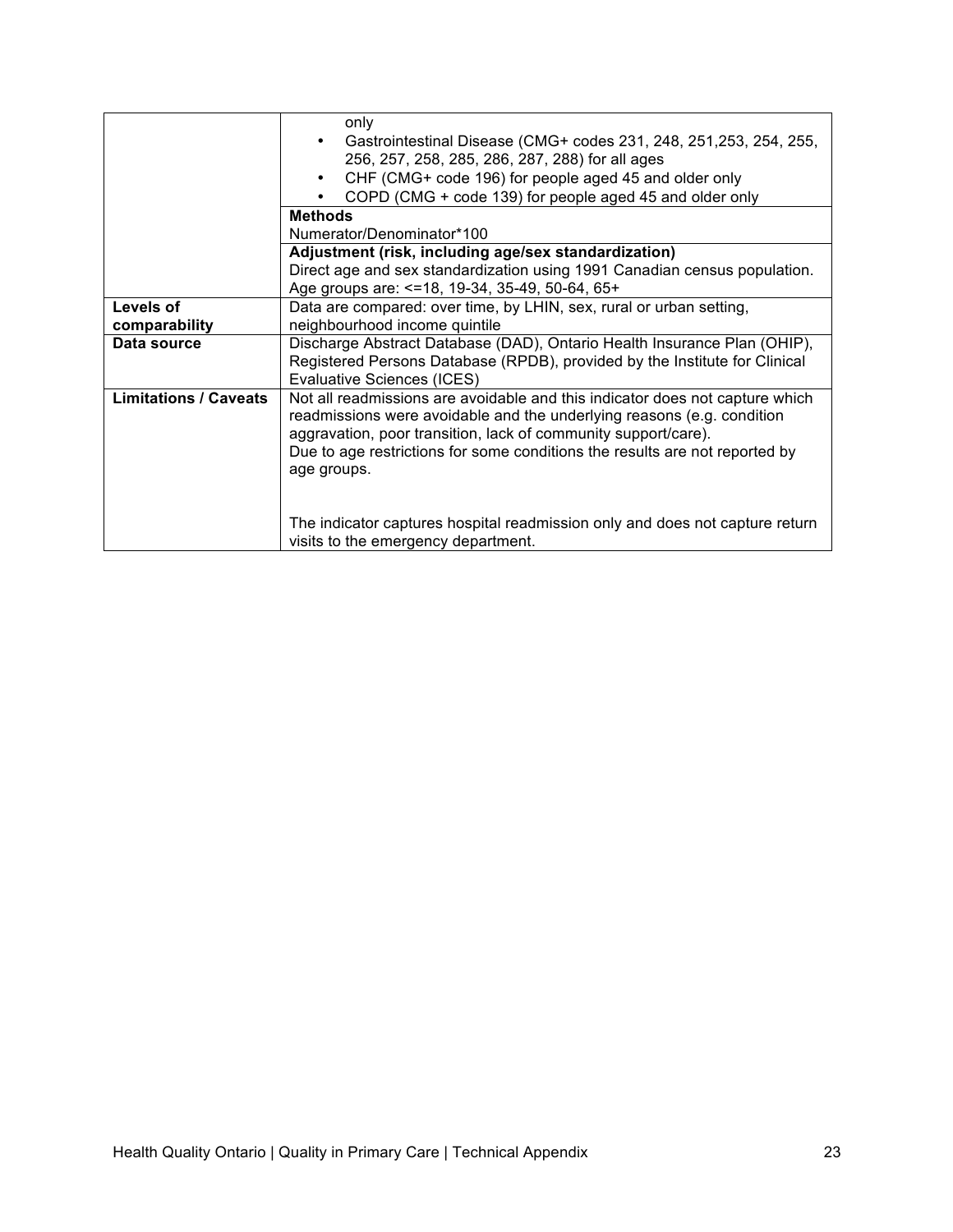| | |
|---|---|
| | only<br>• Gastrointestinal Disease (CMG+ codes 231, 248, 251,253, 254, 255, 256, 257, 258, 285, 286, 287, 288) for all ages<br>• CHF (CMG+ code 196) for people aged 45 and older only<br>• COPD (CMG + code 139) for people aged 45 and older only |
| | **Methods**<br>Numerator/Denominator*100 |
| | **Adjustment (risk, including age/sex standardization)**<br>Direct age and sex standardization using 1991 Canadian census population. Age groups are: <=18, 19-34, 35-49, 50-64, 65+ |
| **Levels of comparability** | Data are compared: over time, by LHIN, sex, rural or urban setting, neighbourhood income quintile |
| **Data source** | Discharge Abstract Database (DAD), Ontario Health Insurance Plan (OHIP), Registered Persons Database (RPDB), provided by the Institute for Clinical Evaluative Sciences (ICES) |
| **Limitations / Caveats** | Not all readmissions are avoidable and this indicator does not capture which readmissions were avoidable and the underlying reasons (e.g. condition aggravation, poor transition, lack of community support/care).<br>Due to age restrictions for some conditions the results are not reported by age groups.<br><br>The indicator captures hospital readmission only and does not capture return visits to the emergency department. |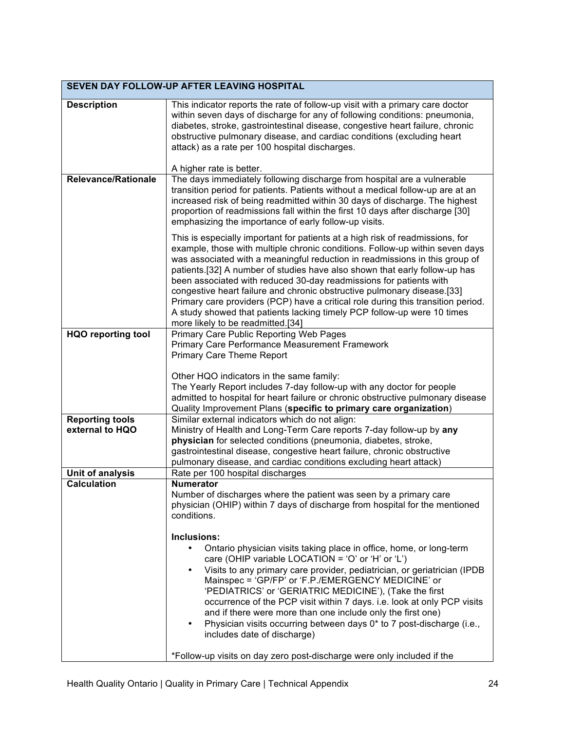| SEVEN DAY FOLLOW-UP AFTER LEAVING HOSPITAL | |
|---|---|
| **Description** | This indicator reports the rate of follow-up visit with a primary care doctor within seven days of discharge for any of following conditions: pneumonia, diabetes, stroke, gastrointestinal disease, congestive heart failure, chronic obstructive pulmonary disease, and cardiac conditions (excluding heart attack) as a rate per 100 hospital discharges.<br><br>A higher rate is better. |
| **Relevance/Rationale** | The days immediately following discharge from hospital are a vulnerable transition period for patients. Patients without a medical follow-up are at an increased risk of being readmitted within 30 days of discharge. The highest proportion of readmissions fall within the first 10 days after discharge [30] emphasizing the importance of early follow-up visits.<br><br>This is especially important for patients at a high risk of readmissions, for example, those with multiple chronic conditions. Follow-up within seven days was associated with a meaningful reduction in readmissions in this group of patients.[32] A number of studies have also shown that early follow-up has been associated with reduced 30-day readmissions for patients with congestive heart failure and chronic obstructive pulmonary disease.[33] Primary care providers (PCP) have a critical role during this transition period. A study showed that patients lacking timely PCP follow-up were 10 times more likely to be readmitted.[34] |
| **HQO reporting tool** | Primary Care Public Reporting Web Pages<br>Primary Care Performance Measurement Framework<br>Primary Care Theme Report<br><br>Other HQO indicators in the same family:<br>The Yearly Report includes 7-day follow-up with any doctor for people admitted to hospital for heart failure or chronic obstructive pulmonary disease<br>Quality Improvement Plans (**specific to primary care organization**) |
| **Reporting tools external to HQO** | Similar external indicators which do not align:<br>Ministry of Health and Long-Term Care reports 7-day follow-up by **any physician** for selected conditions (pneumonia, diabetes, stroke, gastrointestinal disease, congestive heart failure, chronic obstructive pulmonary disease, and cardiac conditions excluding heart attack) |
| **Unit of analysis** | Rate per 100 hospital discharges |
| **Calculation** | **Numerator**<br>Number of discharges where the patient was seen by a primary care physician (OHIP) within 7 days of discharge from hospital for the mentioned conditions.<br><br>**Inclusions:**<br>• Ontario physician visits taking place in office, home, or long-term care (OHIP variable LOCATION = 'O' or 'H' or 'L')<br>• Visits to any primary care provider, pediatrician, or geriatrician (IPDB Mainspec = 'GP/FP' or 'F.P./EMERGENCY MEDICINE' or 'PEDIATRICS' or 'GERIATRIC MEDICINE'), (Take the first occurrence of the PCP visit within 7 days. i.e. look at only PCP visits and if there were more than one include only the first one)<br>• Physician visits occurring between days 0* to 7 post-discharge (i.e., includes date of discharge)<br><br>*Follow-up visits on day zero post-discharge were only included if the |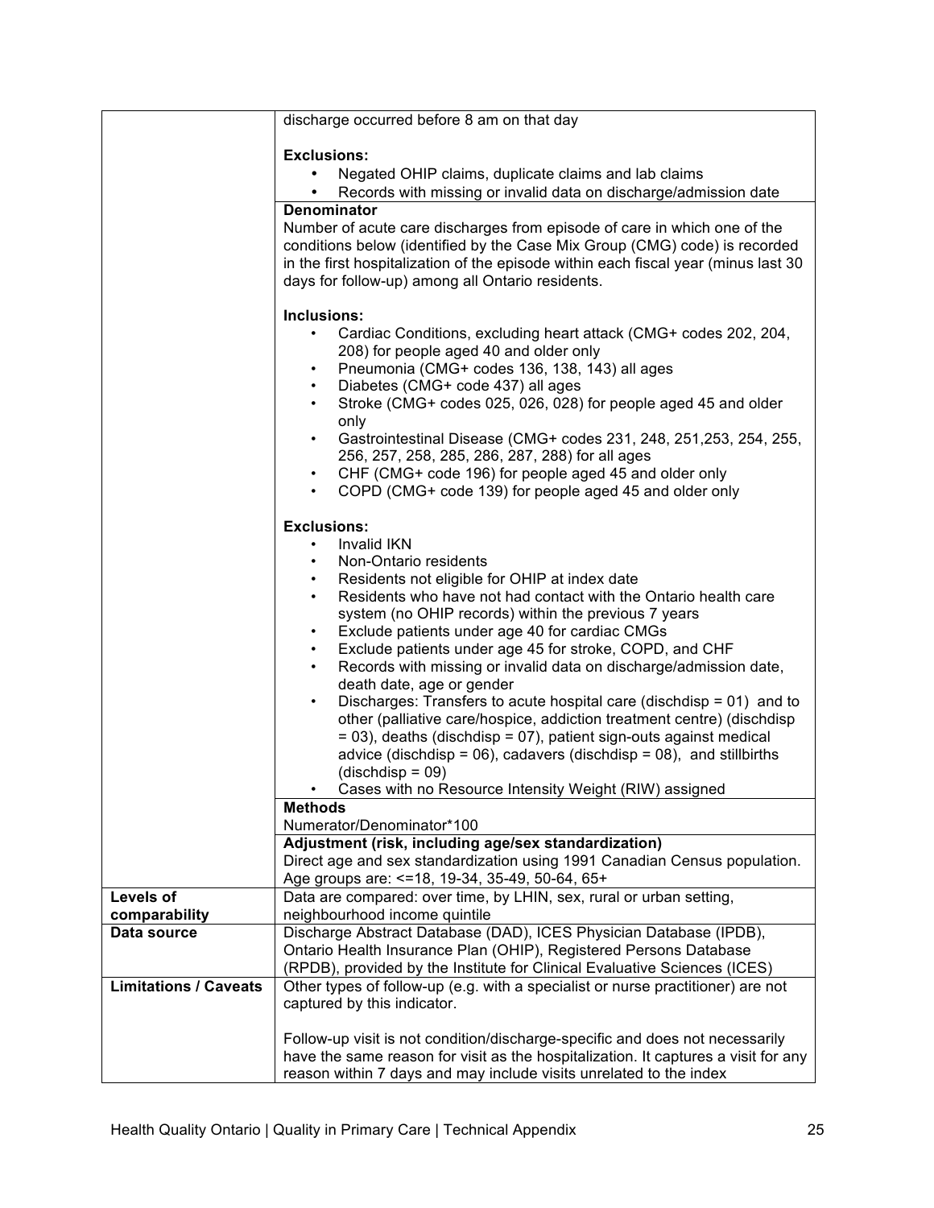| | |
|---|---|
| | discharge occurred before 8 am on that day<br><br>**Exclusions:**<br>• Negated OHIP claims, duplicate claims and lab claims<br>• Records with missing or invalid data on discharge/admission date |
| | **Denominator**<br>Number of acute care discharges from episode of care in which one of the conditions below (identified by the Case Mix Group (CMG) code) is recorded in the first hospitalization of the episode within each fiscal year (minus last 30 days for follow-up) among all Ontario residents.<br><br>**Inclusions:**<br>• Cardiac Conditions, excluding heart attack (CMG+ codes 202, 204, 208) for people aged 40 and older only<br>• Pneumonia (CMG+ codes 136, 138, 143) all ages<br>• Diabetes (CMG+ code 437) all ages<br>• Stroke (CMG+ codes 025, 026, 028) for people aged 45 and older only<br>• Gastrointestinal Disease (CMG+ codes 231, 248, 251,253, 254, 255, 256, 257, 258, 285, 286, 287, 288) for all ages<br>• CHF (CMG+ code 196) for people aged 45 and older only<br>• COPD (CMG+ code 139) for people aged 45 and older only<br><br>**Exclusions:**<br>• Invalid IKN<br>• Non-Ontario residents<br>• Residents not eligible for OHIP at index date<br>• Residents who have not had contact with the Ontario health care system (no OHIP records) within the previous 7 years<br>• Exclude patients under age 40 for cardiac CMGs<br>• Exclude patients under age 45 for stroke, COPD, and CHF<br>• Records with missing or invalid data on discharge/admission date, death date, age or gender<br>• Discharges: Transfers to acute hospital care (dischdisp = 01) and to other (palliative care/hospice, addiction treatment centre) (dischdisp = 03), deaths (dischdisp = 07), patient sign-outs against medical advice (dischdisp = 06), cadavers (dischdisp = 08), and stillbirths (dischdisp = 09)<br>• Cases with no Resource Intensity Weight (RIW) assigned |
| | **Methods**<br>Numerator/Denominator*100 |
| | **Adjustment (risk, including age/sex standardization)**<br>Direct age and sex standardization using 1991 Canadian Census population. Age groups are: <=18, 19-34, 35-49, 50-64, 65+ |
| **Levels of comparability** | Data are compared: over time, by LHIN, sex, rural or urban setting, neighbourhood income quintile |
| **Data source** | Discharge Abstract Database (DAD), ICES Physician Database (IPDB), Ontario Health Insurance Plan (OHIP), Registered Persons Database (RPDB), provided by the Institute for Clinical Evaluative Sciences (ICES) |
| **Limitations / Caveats** | Other types of follow-up (e.g. with a specialist or nurse practitioner) are not captured by this indicator.<br><br>Follow-up visit is not condition/discharge-specific and does not necessarily have the same reason for visit as the hospitalization. It captures a visit for any reason within 7 days and may include visits unrelated to the index |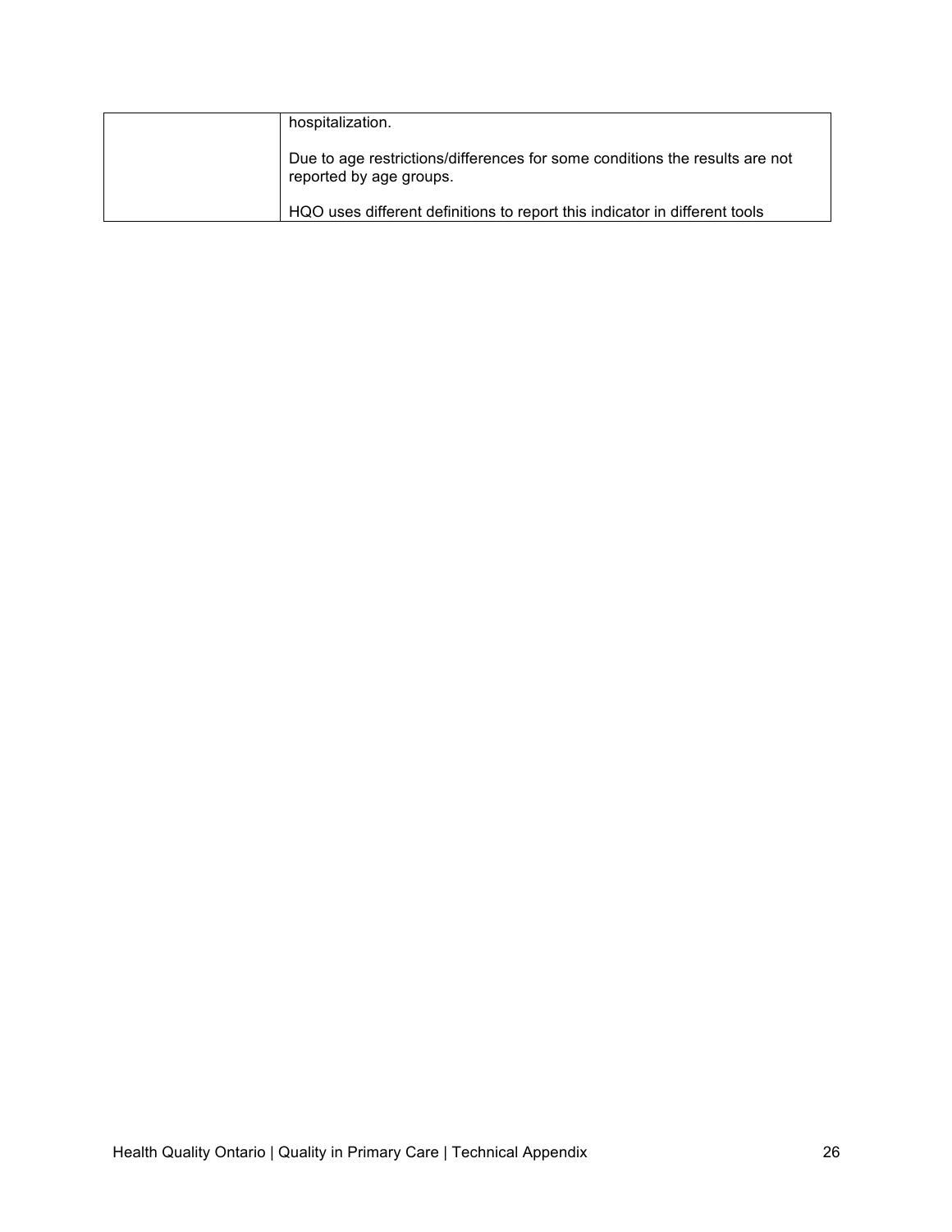| | |
|---|---|
| | hospitalization.<br><br>Due to age restrictions/differences for some conditions the results are not reported by age groups.<br><br>HQO uses different definitions to report this indicator in different tools |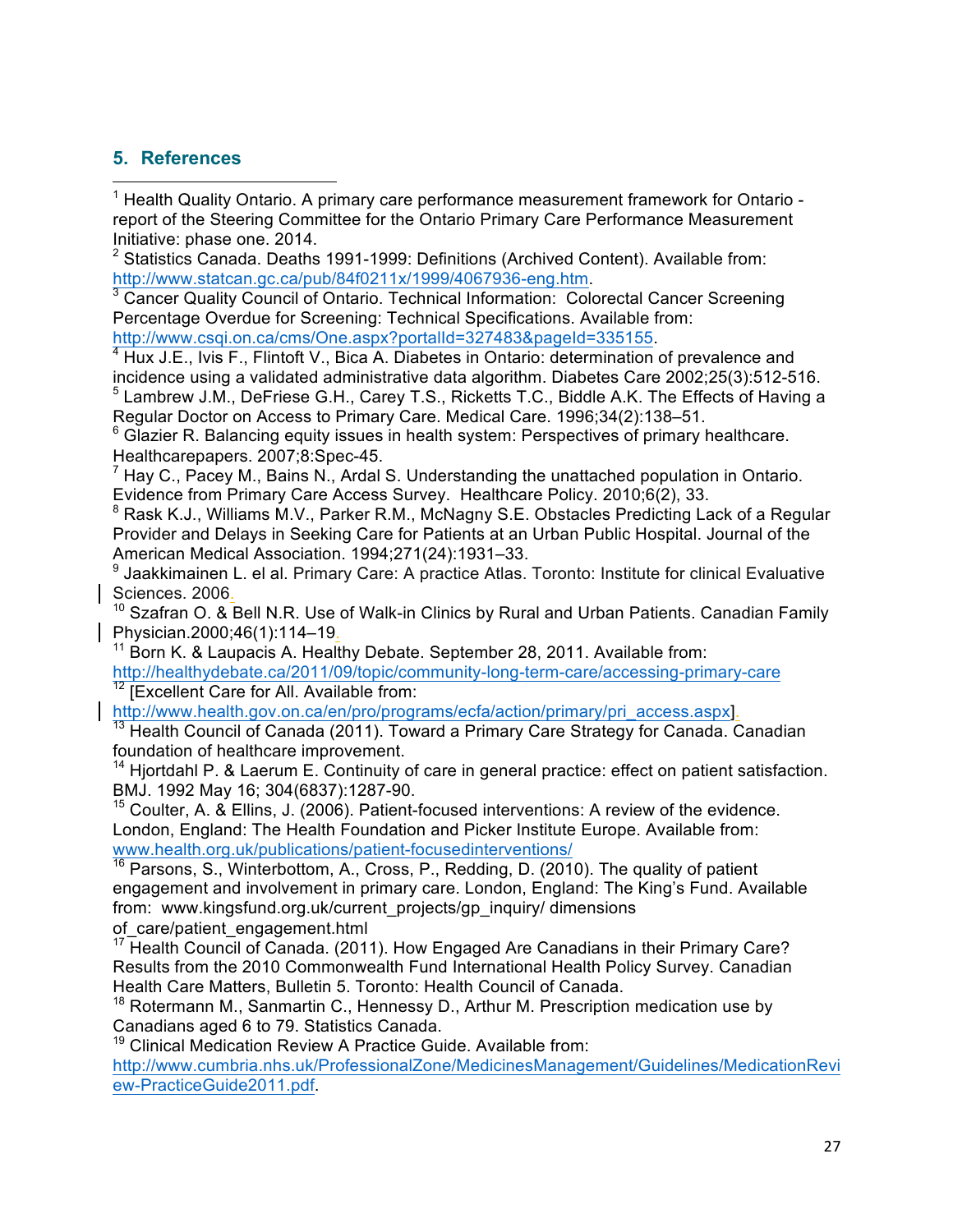## 5. References

[1] Health Quality Ontario. A primary care performance measurement framework for Ontario - report of the Steering Committee for the Ontario Primary Care Performance Measurement Initiative: phase one. 2014.

[2] Statistics Canada. Deaths 1991-1999: Definitions (Archived Content). Available from: http://www.statcan.gc.ca/pub/84f0211x/1999/4067936-eng.htm.

[3] Cancer Quality Council of Ontario. Technical Information: Colorectal Cancer Screening Percentage Overdue for Screening: Technical Specifications. Available from: http://www.csqi.on.ca/cms/One.aspx?portalId=327483&pageId=335155.

[4] Hux J.E., Ivis F., Flintoft V., Bica A. Diabetes in Ontario: determination of prevalence and incidence using a validated administrative data algorithm. Diabetes Care 2002;25(3):512-516.

[5] Lambrew J.M., DeFriese G.H., Carey T.S., Ricketts T.C., Biddle A.K. The Effects of Having a Regular Doctor on Access to Primary Care. Medical Care. 1996;34(2):138–51.

[6] Glazier R. Balancing equity issues in health system: Perspectives of primary healthcare. Healthcarepapers. 2007;8:Spec-45.

[7] Hay C., Pacey M., Bains N., Ardal S. Understanding the unattached population in Ontario. Evidence from Primary Care Access Survey. Healthcare Policy. 2010;6(2), 33.

[8] Rask K.J., Williams M.V., Parker R.M., McNagny S.E. Obstacles Predicting Lack of a Regular Provider and Delays in Seeking Care for Patients at an Urban Public Hospital. Journal of the American Medical Association. 1994;271(24):1931–33.

[9] Jaakkimainen L. el al. Primary Care: A practice Atlas. Toronto: Institute for clinical Evaluative Sciences. 2006.

[10] Szafran O. & Bell N.R. Use of Walk-in Clinics by Rural and Urban Patients. Canadian Family Physician.2000;46(1):114–19.

[11] Born K. & Laupacis A. Healthy Debate. September 28, 2011. Available from: http://healthydebate.ca/2011/09/topic/community-long-term-care/accessing-primary-care

[12] [Excellent Care for All. Available from: http://www.health.gov.on.ca/en/pro/programs/ecfa/action/primary/pri_access.aspx].

[13] Health Council of Canada (2011). Toward a Primary Care Strategy for Canada. Canadian foundation of healthcare improvement.

[14] Hjortdahl P. & Laerum E. Continuity of care in general practice: effect on patient satisfaction. BMJ. 1992 May 16; 304(6837):1287-90.

[15] Coulter, A. & Ellins, J. (2006). Patient-focused interventions: A review of the evidence. London, England: The Health Foundation and Picker Institute Europe. Available from: www.health.org.uk/publications/patient-focusedinterventions/

[16] Parsons, S., Winterbottom, A., Cross, P., Redding, D. (2010). The quality of patient engagement and involvement in primary care. London, England: The King's Fund. Available from: www.kingsfund.org.uk/current_projects/gp_inquiry/ dimensions of_care/patient_engagement.html

[17] Health Council of Canada. (2011). How Engaged Are Canadians in their Primary Care? Results from the 2010 Commonwealth Fund International Health Policy Survey. Canadian Health Care Matters, Bulletin 5. Toronto: Health Council of Canada.

[18] Rotermann M., Sanmartin C., Hennessy D., Arthur M. Prescription medication use by Canadians aged 6 to 79. Statistics Canada.

[19] Clinical Medication Review A Practice Guide. Available from: http://www.cumbria.nhs.uk/ProfessionalZone/MedicinesManagement/Guidelines/MedicationReview-PracticeGuide2011.pdf.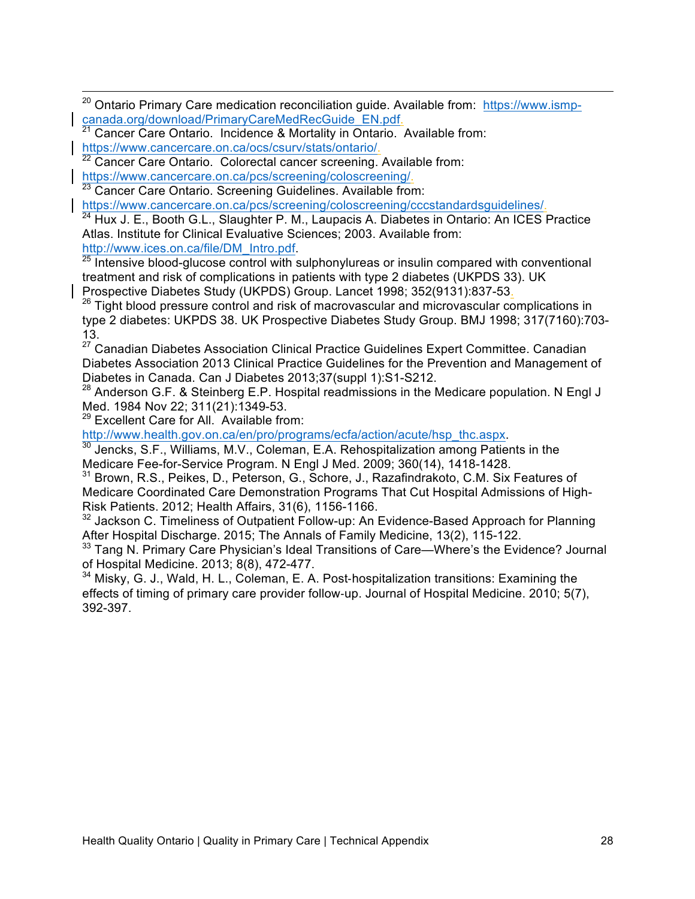[20] Ontario Primary Care medication reconciliation guide. Available from: https://www.ismp-canada.org/download/PrimaryCareMedRecGuide_EN.pdf.

[21] Cancer Care Ontario. Incidence & Mortality in Ontario. Available from: https://www.cancercare.on.ca/ocs/csurv/stats/ontario/.

[22] Cancer Care Ontario. Colorectal cancer screening. Available from: https://www.cancercare.on.ca/pcs/screening/coloscreening/.

[23] Cancer Care Ontario. Screening Guidelines. Available from: https://www.cancercare.on.ca/pcs/screening/coloscreening/cccstandardsguidelines/.

[24] Hux J. E., Booth G.L., Slaughter P. M., Laupacis A. Diabetes in Ontario: An ICES Practice Atlas. Institute for Clinical Evaluative Sciences; 2003. Available from: http://www.ices.on.ca/file/DM_Intro.pdf.

[25] Intensive blood-glucose control with sulphonylureas or insulin compared with conventional treatment and risk of complications in patients with type 2 diabetes (UKPDS 33). UK Prospective Diabetes Study (UKPDS) Group. Lancet 1998; 352(9131):837-53.

[26] Tight blood pressure control and risk of macrovascular and microvascular complications in type 2 diabetes: UKPDS 38. UK Prospective Diabetes Study Group. BMJ 1998; 317(7160):703-13.

[27] Canadian Diabetes Association Clinical Practice Guidelines Expert Committee. Canadian Diabetes Association 2013 Clinical Practice Guidelines for the Prevention and Management of Diabetes in Canada. Can J Diabetes 2013;37(suppl 1):S1-S212.

[28] Anderson G.F. & Steinberg E.P. Hospital readmissions in the Medicare population. N Engl J Med. 1984 Nov 22; 311(21):1349-53.

[29] Excellent Care for All. Available from: http://www.health.gov.on.ca/en/pro/programs/ecfa/action/acute/hsp_thc.aspx.

[30] Jencks, S.F., Williams, M.V., Coleman, E.A. Rehospitalization among Patients in the Medicare Fee-for-Service Program. N Engl J Med. 2009; 360(14), 1418-1428.

[31] Brown, R.S., Peikes, D., Peterson, G., Schore, J., Razafindrakoto, C.M. Six Features of Medicare Coordinated Care Demonstration Programs That Cut Hospital Admissions of High-Risk Patients. 2012; Health Affairs, 31(6), 1156-1166.

[32] Jackson C. Timeliness of Outpatient Follow-up: An Evidence-Based Approach for Planning After Hospital Discharge. 2015; The Annals of Family Medicine, 13(2), 115-122.

[33] Tang N. Primary Care Physician's Ideal Transitions of Care—Where's the Evidence? Journal of Hospital Medicine. 2013; 8(8), 472-477.

[34] Misky, G. J., Wald, H. L., Coleman, E. A. Post-hospitalization transitions: Examining the effects of timing of primary care provider follow-up. Journal of Hospital Medicine. 2010; 5(7), 392-397.